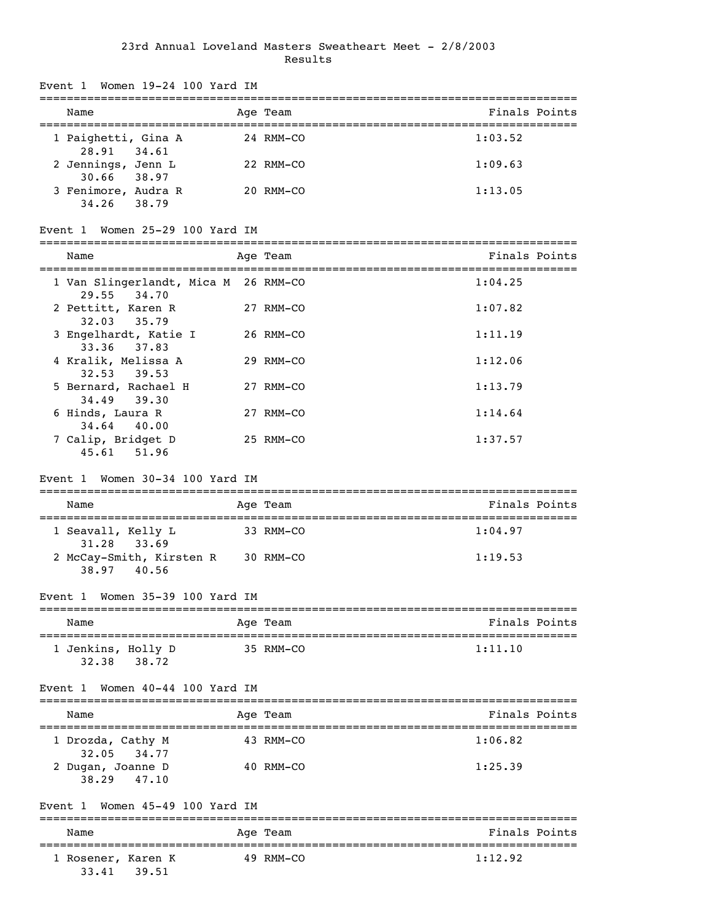# 23rd Annual Loveland Masters Sweatheart Meet - 2/8/2003

## Results

### Event 1 Women 19-24 100 Yard IM

| Place | Name | Age | Team | Finals | Points |
|---|---|---|---|---|---|
| 1 | Paighetti, Gina A | 24 | RMM-CO | 1:03.52 | |
| | 28.91 34.61 | | | | |
| 2 | Jennings, Jenn L | 22 | RMM-CO | 1:09.63 | |
| | 30.66 38.97 | | | | |
| 3 | Fenimore, Audra R | 20 | RMM-CO | 1:13.05 | |
| | 34.26 38.79 | | | | |

### Event 1 Women 25-29 100 Yard IM

| Place | Name | Age | Team | Finals | Points |
|---|---|---|---|---|---|
| 1 | Van Slingerlandt, Mica M | 26 | RMM-CO | 1:04.25 | |
| | 29.55 34.70 | | | | |
| 2 | Pettitt, Karen R | 27 | RMM-CO | 1:07.82 | |
| | 32.03 35.79 | | | | |
| 3 | Engelhardt, Katie I | 26 | RMM-CO | 1:11.19 | |
| | 33.36 37.83 | | | | |
| 4 | Kralik, Melissa A | 29 | RMM-CO | 1:12.06 | |
| | 32.53 39.53 | | | | |
| 5 | Bernard, Rachael H | 27 | RMM-CO | 1:13.79 | |
| | 34.49 39.30 | | | | |
| 6 | Hinds, Laura R | 27 | RMM-CO | 1:14.64 | |
| | 34.64 40.00 | | | | |
| 7 | Calip, Bridget D | 25 | RMM-CO | 1:37.57 | |
| | 45.61 51.96 | | | | |

### Event 1 Women 30-34 100 Yard IM

| Place | Name | Age | Team | Finals | Points |
|---|---|---|---|---|---|
| 1 | Seavall, Kelly L | 33 | RMM-CO | 1:04.97 | |
| | 31.28 33.69 | | | | |
| 2 | McCay-Smith, Kirsten R | 30 | RMM-CO | 1:19.53 | |
| | 38.97 40.56 | | | | |

### Event 1 Women 35-39 100 Yard IM

| Place | Name | Age | Team | Finals | Points |
|---|---|---|---|---|---|
| 1 | Jenkins, Holly D | 35 | RMM-CO | 1:11.10 | |
| | 32.38 38.72 | | | | |

### Event 1 Women 40-44 100 Yard IM

| Place | Name | Age | Team | Finals | Points |
|---|---|---|---|---|---|
| 1 | Drozda, Cathy M | 43 | RMM-CO | 1:06.82 | |
| | 32.05 34.77 | | | | |
| 2 | Dugan, Joanne D | 40 | RMM-CO | 1:25.39 | |
| | 38.29 47.10 | | | | |

### Event 1 Women 45-49 100 Yard IM

| Place | Name | Age | Team | Finals | Points |
|---|---|---|---|---|---|
| 1 | Rosener, Karen K | 49 | RMM-CO | 1:12.92 | |
| | 33.41 39.51 | | | | |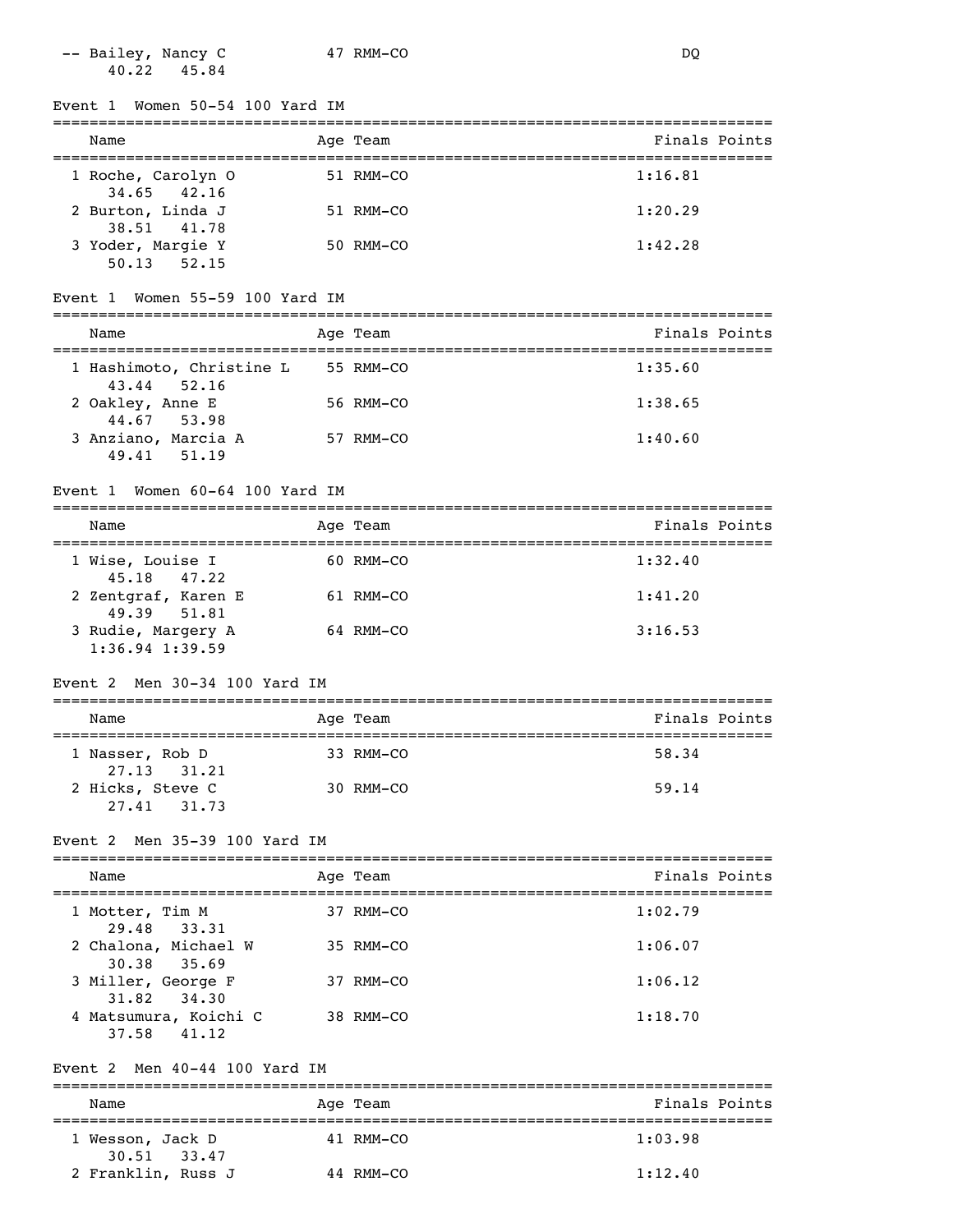| Name | Age | Team | Finals | Points |
|---|---|---|---|---|
| -- Bailey, Nancy C | 47 | RMM-CO | DQ | |
| 40.22  45.84 | | | | |

### Event 1  Women 50-54 100 Yard IM

| Name | Age | Team | Finals | Points |
|---|---|---|---|---|
| 1 Roche, Carolyn O | 51 | RMM-CO | 1:16.81 | |
| 34.65  42.16 | | | | |
| 2 Burton, Linda J | 51 | RMM-CO | 1:20.29 | |
| 38.51  41.78 | | | | |
| 3 Yoder, Margie Y | 50 | RMM-CO | 1:42.28 | |
| 50.13  52.15 | | | | |

### Event 1  Women 55-59 100 Yard IM

| Name | Age | Team | Finals | Points |
|---|---|---|---|---|
| 1 Hashimoto, Christine L | 55 | RMM-CO | 1:35.60 | |
| 43.44  52.16 | | | | |
| 2 Oakley, Anne E | 56 | RMM-CO | 1:38.65 | |
| 44.67  53.98 | | | | |
| 3 Anziano, Marcia A | 57 | RMM-CO | 1:40.60 | |
| 49.41  51.19 | | | | |

### Event 1  Women 60-64 100 Yard IM

| Name | Age | Team | Finals | Points |
|---|---|---|---|---|
| 1 Wise, Louise I | 60 | RMM-CO | 1:32.40 | |
| 45.18  47.22 | | | | |
| 2 Zentgraf, Karen E | 61 | RMM-CO | 1:41.20 | |
| 49.39  51.81 | | | | |
| 3 Rudie, Margery A | 64 | RMM-CO | 3:16.53 | |
| 1:36.94 1:39.59 | | | | |

### Event 2  Men 30-34 100 Yard IM

| Name | Age | Team | Finals | Points |
|---|---|---|---|---|
| 1 Nasser, Rob D | 33 | RMM-CO | 58.34 | |
| 27.13  31.21 | | | | |
| 2 Hicks, Steve C | 30 | RMM-CO | 59.14 | |
| 27.41  31.73 | | | | |

### Event 2  Men 35-39 100 Yard IM

| Name | Age | Team | Finals | Points |
|---|---|---|---|---|
| 1 Motter, Tim M | 37 | RMM-CO | 1:02.79 | |
| 29.48  33.31 | | | | |
| 2 Chalona, Michael W | 35 | RMM-CO | 1:06.07 | |
| 30.38  35.69 | | | | |
| 3 Miller, George F | 37 | RMM-CO | 1:06.12 | |
| 31.82  34.30 | | | | |
| 4 Matsumura, Koichi C | 38 | RMM-CO | 1:18.70 | |
| 37.58  41.12 | | | | |

### Event 2  Men 40-44 100 Yard IM

| Name | Age | Team | Finals | Points |
|---|---|---|---|---|
| 1 Wesson, Jack D | 41 | RMM-CO | 1:03.98 | |
| 30.51  33.47 | | | | |
| 2 Franklin, Russ J | 44 | RMM-CO | 1:12.40 | |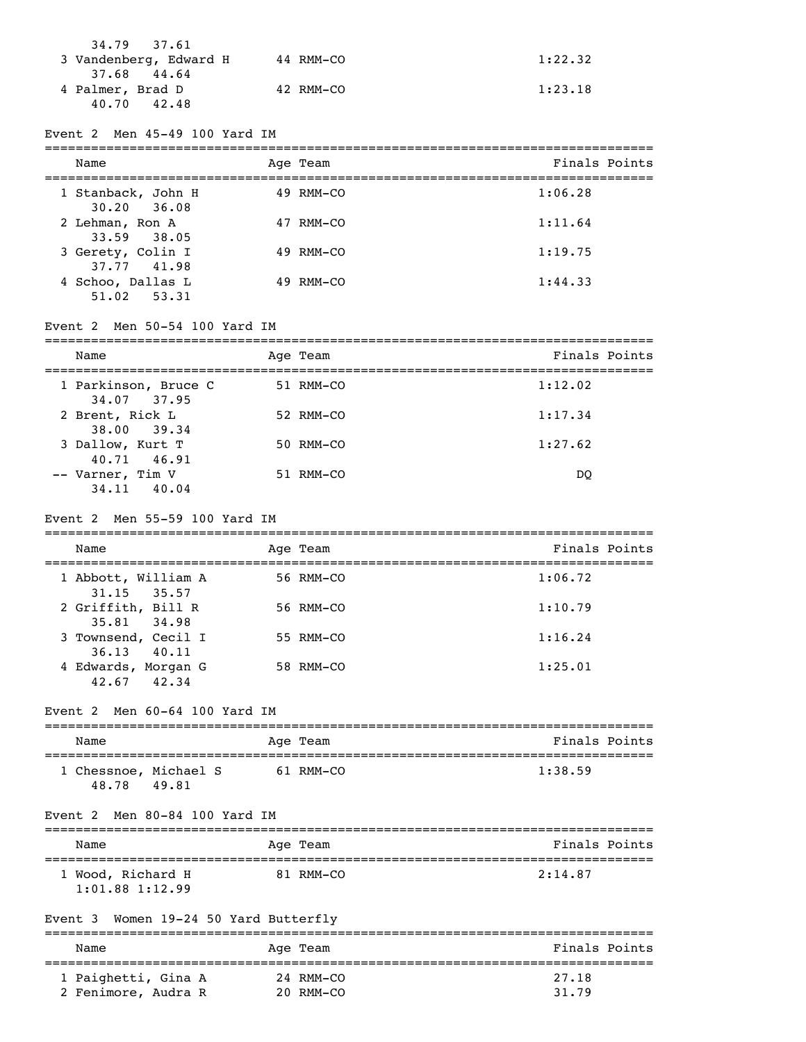| Name | Age | Team | Finals | Points |
|---|---|---|---|---|
| 34.79 37.61 | | | | |
| 3 Vandenberg, Edward H | 44 | RMM-CO | 1:22.32 | |
| 37.68 44.64 | | | | |
| 4 Palmer, Brad D | 42 | RMM-CO | 1:23.18 | |
| 40.70 42.48 | | | | |

### Event 2 Men 45-49 100 Yard IM

| Name | Age | Team | Finals | Points |
|---|---|---|---|---|
| 1 Stanback, John H | 49 | RMM-CO | 1:06.28 | |
| 30.20 36.08 | | | | |
| 2 Lehman, Ron A | 47 | RMM-CO | 1:11.64 | |
| 33.59 38.05 | | | | |
| 3 Gerety, Colin I | 49 | RMM-CO | 1:19.75 | |
| 37.77 41.98 | | | | |
| 4 Schoo, Dallas L | 49 | RMM-CO | 1:44.33 | |
| 51.02 53.31 | | | | |

### Event 2 Men 50-54 100 Yard IM

| Name | Age | Team | Finals | Points |
|---|---|---|---|---|
| 1 Parkinson, Bruce C | 51 | RMM-CO | 1:12.02 | |
| 34.07 37.95 | | | | |
| 2 Brent, Rick L | 52 | RMM-CO | 1:17.34 | |
| 38.00 39.34 | | | | |
| 3 Dallow, Kurt T | 50 | RMM-CO | 1:27.62 | |
| 40.71 46.91 | | | | |
| -- Varner, Tim V | 51 | RMM-CO | DQ | |
| 34.11 40.04 | | | | |

### Event 2 Men 55-59 100 Yard IM

| Name | Age | Team | Finals | Points |
|---|---|---|---|---|
| 1 Abbott, William A | 56 | RMM-CO | 1:06.72 | |
| 31.15 35.57 | | | | |
| 2 Griffith, Bill R | 56 | RMM-CO | 1:10.79 | |
| 35.81 34.98 | | | | |
| 3 Townsend, Cecil I | 55 | RMM-CO | 1:16.24 | |
| 36.13 40.11 | | | | |
| 4 Edwards, Morgan G | 58 | RMM-CO | 1:25.01 | |
| 42.67 42.34 | | | | |

### Event 2 Men 60-64 100 Yard IM

| Name | Age | Team | Finals | Points |
|---|---|---|---|---|
| 1 Chessnoe, Michael S | 61 | RMM-CO | 1:38.59 | |
| 48.78 49.81 | | | | |

### Event 2 Men 80-84 100 Yard IM

| Name | Age | Team | Finals | Points |
|---|---|---|---|---|
| 1 Wood, Richard H | 81 | RMM-CO | 2:14.87 | |
| 1:01.88 1:12.99 | | | | |

### Event 3 Women 19-24 50 Yard Butterfly

| Name | Age | Team | Finals | Points |
|---|---|---|---|---|
| 1 Paighetti, Gina A | 24 | RMM-CO | 27.18 | |
| 2 Fenimore, Audra R | 20 | RMM-CO | 31.79 | |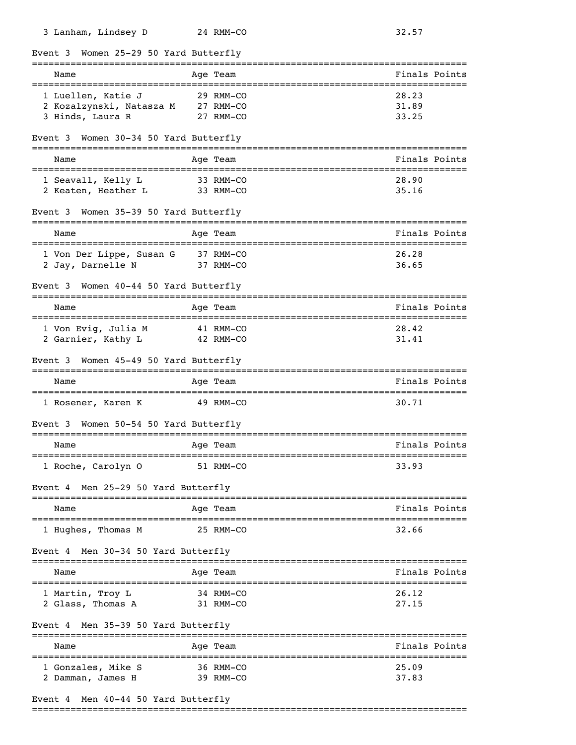| Name | Age | Team | Finals | Points |
|---|---|---|---|---|
| 3 Lanham, Lindsey D | 24 | RMM-CO | 32.57 | |

### Event 3 Women 25-29 50 Yard Butterfly

| Name | Age | Team | Finals | Points |
|---|---|---|---|---|
| 1 Luellen, Katie J | 29 | RMM-CO | 28.23 | |
| 2 Kozalzynski, Natasza M | 27 | RMM-CO | 31.89 | |
| 3 Hinds, Laura R | 27 | RMM-CO | 33.25 | |

### Event 3 Women 30-34 50 Yard Butterfly

| Name | Age | Team | Finals | Points |
|---|---|---|---|---|
| 1 Seavall, Kelly L | 33 | RMM-CO | 28.90 | |
| 2 Keaten, Heather L | 33 | RMM-CO | 35.16 | |

### Event 3 Women 35-39 50 Yard Butterfly

| Name | Age | Team | Finals | Points |
|---|---|---|---|---|
| 1 Von Der Lippe, Susan G | 37 | RMM-CO | 26.28 | |
| 2 Jay, Darnelle N | 37 | RMM-CO | 36.65 | |

### Event 3 Women 40-44 50 Yard Butterfly

| Name | Age | Team | Finals | Points |
|---|---|---|---|---|
| 1 Von Evig, Julia M | 41 | RMM-CO | 28.42 | |
| 2 Garnier, Kathy L | 42 | RMM-CO | 31.41 | |

### Event 3 Women 45-49 50 Yard Butterfly

| Name | Age | Team | Finals | Points |
|---|---|---|---|---|
| 1 Rosener, Karen K | 49 | RMM-CO | 30.71 | |

### Event 3 Women 50-54 50 Yard Butterfly

| Name | Age | Team | Finals | Points |
|---|---|---|---|---|
| 1 Roche, Carolyn O | 51 | RMM-CO | 33.93 | |

### Event 4 Men 25-29 50 Yard Butterfly

| Name | Age | Team | Finals | Points |
|---|---|---|---|---|
| 1 Hughes, Thomas M | 25 | RMM-CO | 32.66 | |

### Event 4 Men 30-34 50 Yard Butterfly

| Name | Age | Team | Finals | Points |
|---|---|---|---|---|
| 1 Martin, Troy L | 34 | RMM-CO | 26.12 | |
| 2 Glass, Thomas A | 31 | RMM-CO | 27.15 | |

### Event 4 Men 35-39 50 Yard Butterfly

| Name | Age | Team | Finals | Points |
|---|---|---|---|---|
| 1 Gonzales, Mike S | 36 | RMM-CO | 25.09 | |
| 2 Damman, James H | 39 | RMM-CO | 37.83 | |

### Event 4 Men 40-44 50 Yard Butterfly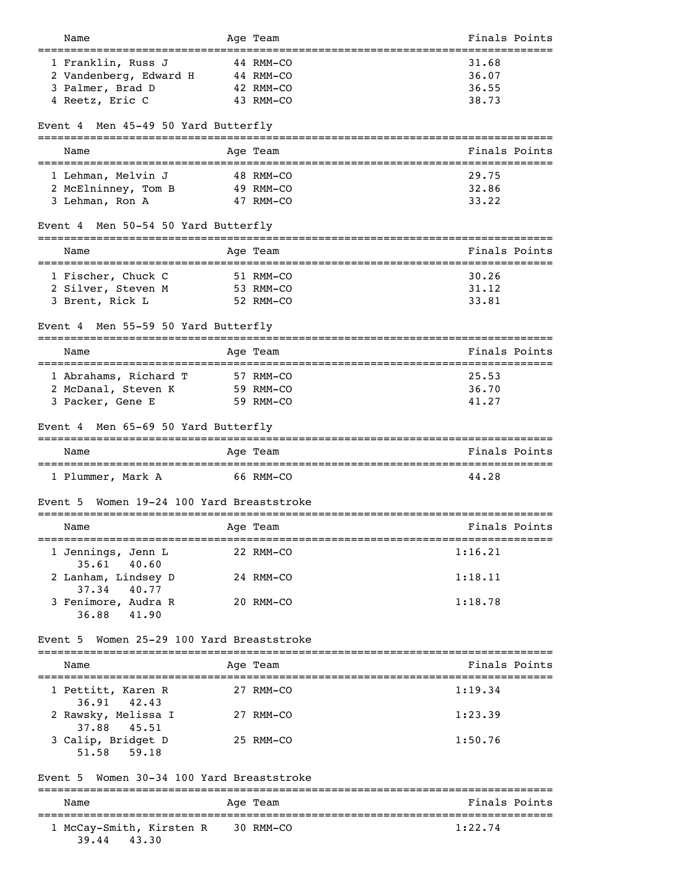| Name | Age | Team | Finals | Points |
|---|---|---|---|---|
| 1 Franklin, Russ J | 44 | RMM-CO | 31.68 | |
| 2 Vandenberg, Edward H | 44 | RMM-CO | 36.07 | |
| 3 Palmer, Brad D | 42 | RMM-CO | 36.55 | |
| 4 Reetz, Eric C | 43 | RMM-CO | 38.73 | |

### Event 4 Men 45-49 50 Yard Butterfly

| Name | Age | Team | Finals | Points |
|---|---|---|---|---|
| 1 Lehman, Melvin J | 48 | RMM-CO | 29.75 | |
| 2 McElninney, Tom B | 49 | RMM-CO | 32.86 | |
| 3 Lehman, Ron A | 47 | RMM-CO | 33.22 | |

### Event 4 Men 50-54 50 Yard Butterfly

| Name | Age | Team | Finals | Points |
|---|---|---|---|---|
| 1 Fischer, Chuck C | 51 | RMM-CO | 30.26 | |
| 2 Silver, Steven M | 53 | RMM-CO | 31.12 | |
| 3 Brent, Rick L | 52 | RMM-CO | 33.81 | |

### Event 4 Men 55-59 50 Yard Butterfly

| Name | Age | Team | Finals | Points |
|---|---|---|---|---|
| 1 Abrahams, Richard T | 57 | RMM-CO | 25.53 | |
| 2 McDanal, Steven K | 59 | RMM-CO | 36.70 | |
| 3 Packer, Gene E | 59 | RMM-CO | 41.27 | |

### Event 4 Men 65-69 50 Yard Butterfly

| Name | Age | Team | Finals | Points |
|---|---|---|---|---|
| 1 Plummer, Mark A | 66 | RMM-CO | 44.28 | |

### Event 5 Women 19-24 100 Yard Breaststroke

| Name | Age | Team | Finals | Points |
|---|---|---|---|---|
| 1 Jennings, Jenn L | 22 | RMM-CO | 1:16.21 | |
| 35.61 40.60 | | | | |
| 2 Lanham, Lindsey D | 24 | RMM-CO | 1:18.11 | |
| 37.34 40.77 | | | | |
| 3 Fenimore, Audra R | 20 | RMM-CO | 1:18.78 | |
| 36.88 41.90 | | | | |

### Event 5 Women 25-29 100 Yard Breaststroke

| Name | Age | Team | Finals | Points |
|---|---|---|---|---|
| 1 Pettitt, Karen R | 27 | RMM-CO | 1:19.34 | |
| 36.91 42.43 | | | | |
| 2 Rawsky, Melissa I | 27 | RMM-CO | 1:23.39 | |
| 37.88 45.51 | | | | |
| 3 Calip, Bridget D | 25 | RMM-CO | 1:50.76 | |
| 51.58 59.18 | | | | |

### Event 5 Women 30-34 100 Yard Breaststroke

| Name | Age | Team | Finals | Points |
|---|---|---|---|---|
| 1 McCay-Smith, Kirsten R | 30 | RMM-CO | 1:22.74 | |
| 39.44 43.30 | | | | |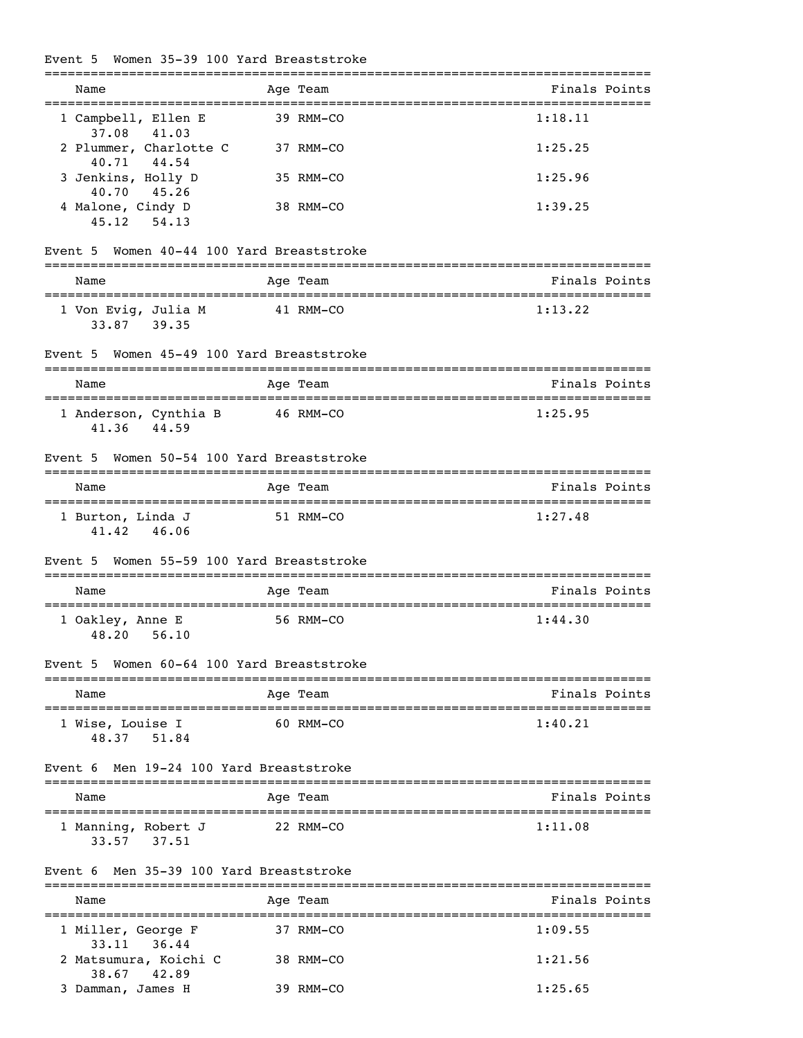## Event 5 Women 35-39 100 Yard Breaststroke

| Name | Age | Team | Finals | Points |
|---|---|---|---|---|
| 1 Campbell, Ellen E | 39 | RMM-CO | 1:18.11 | |
| 37.08  41.03 | | | | |
| 2 Plummer, Charlotte C | 37 | RMM-CO | 1:25.25 | |
| 40.71  44.54 | | | | |
| 3 Jenkins, Holly D | 35 | RMM-CO | 1:25.96 | |
| 40.70  45.26 | | | | |
| 4 Malone, Cindy D | 38 | RMM-CO | 1:39.25 | |
| 45.12  54.13 | | | | |

## Event 5 Women 40-44 100 Yard Breaststroke

| Name | Age | Team | Finals | Points |
|---|---|---|---|---|
| 1 Von Evig, Julia M | 41 | RMM-CO | 1:13.22 | |
| 33.87  39.35 | | | | |

## Event 5 Women 45-49 100 Yard Breaststroke

| Name | Age | Team | Finals | Points |
|---|---|---|---|---|
| 1 Anderson, Cynthia B | 46 | RMM-CO | 1:25.95 | |
| 41.36  44.59 | | | | |

## Event 5 Women 50-54 100 Yard Breaststroke

| Name | Age | Team | Finals | Points |
|---|---|---|---|---|
| 1 Burton, Linda J | 51 | RMM-CO | 1:27.48 | |
| 41.42  46.06 | | | | |

## Event 5 Women 55-59 100 Yard Breaststroke

| Name | Age | Team | Finals | Points |
|---|---|---|---|---|
| 1 Oakley, Anne E | 56 | RMM-CO | 1:44.30 | |
| 48.20  56.10 | | | | |

## Event 5 Women 60-64 100 Yard Breaststroke

| Name | Age | Team | Finals | Points |
|---|---|---|---|---|
| 1 Wise, Louise I | 60 | RMM-CO | 1:40.21 | |
| 48.37  51.84 | | | | |

## Event 6 Men 19-24 100 Yard Breaststroke

| Name | Age | Team | Finals | Points |
|---|---|---|---|---|
| 1 Manning, Robert J | 22 | RMM-CO | 1:11.08 | |
| 33.57  37.51 | | | | |

## Event 6 Men 35-39 100 Yard Breaststroke

| Name | Age | Team | Finals | Points |
|---|---|---|---|---|
| 1 Miller, George F | 37 | RMM-CO | 1:09.55 | |
| 33.11  36.44 | | | | |
| 2 Matsumura, Koichi C | 38 | RMM-CO | 1:21.56 | |
| 38.67  42.89 | | | | |
| 3 Damman, James H | 39 | RMM-CO | 1:25.65 | |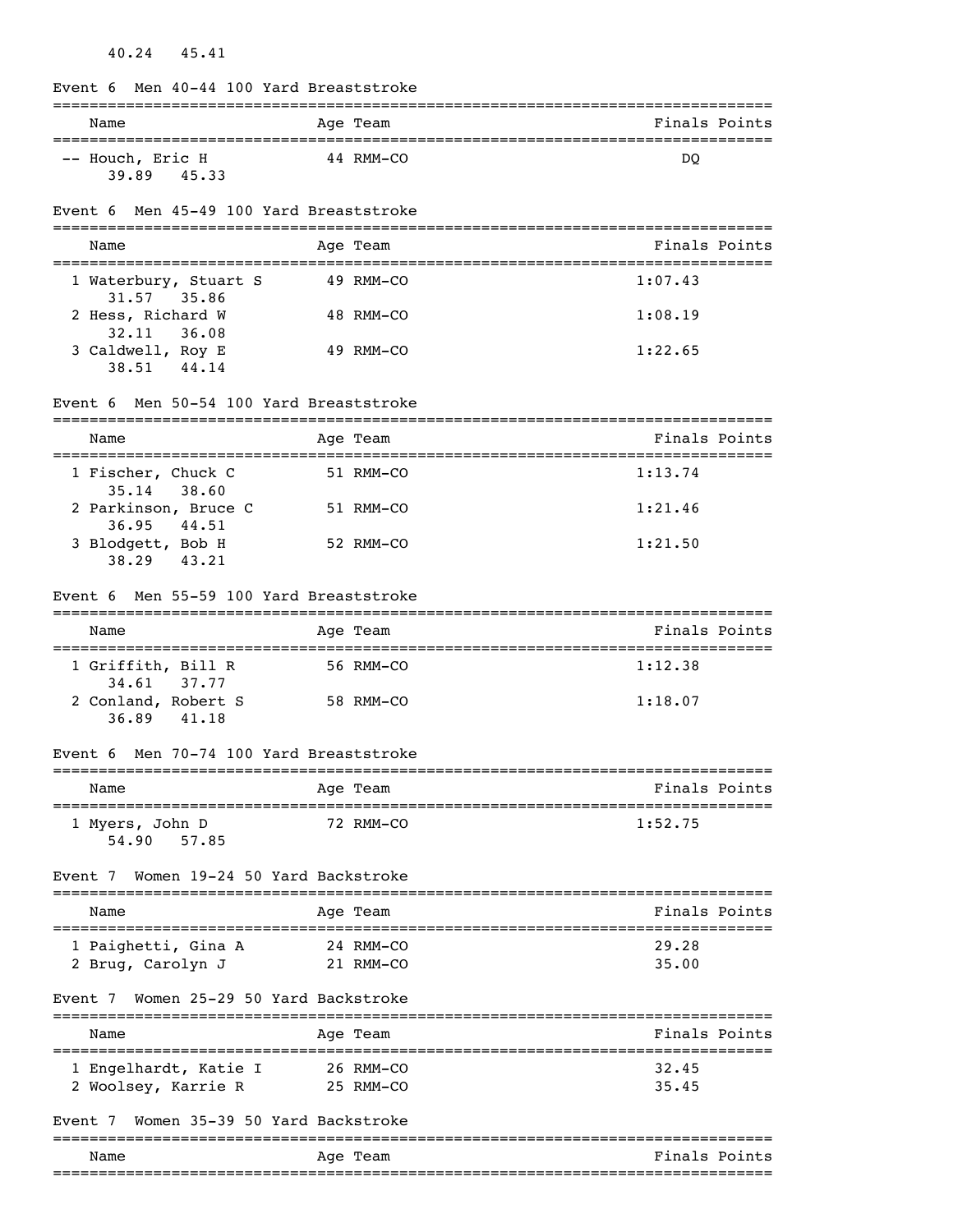40.24 45.41

### Event 6 Men 40-44 100 Yard Breaststroke

| Name | Age | Team | Finals | Points |
|---|---|---|---|---|
| -- Houch, Eric H | 44 | RMM-CO | DQ | |
| 39.89 45.33 | | | | |

### Event 6 Men 45-49 100 Yard Breaststroke

| Name | Age | Team | Finals | Points |
|---|---|---|---|---|
| 1 Waterbury, Stuart S | 49 | RMM-CO | 1:07.43 | |
| 31.57 35.86 | | | | |
| 2 Hess, Richard W | 48 | RMM-CO | 1:08.19 | |
| 32.11 36.08 | | | | |
| 3 Caldwell, Roy E | 49 | RMM-CO | 1:22.65 | |
| 38.51 44.14 | | | | |

### Event 6 Men 50-54 100 Yard Breaststroke

| Name | Age | Team | Finals | Points |
|---|---|---|---|---|
| 1 Fischer, Chuck C | 51 | RMM-CO | 1:13.74 | |
| 35.14 38.60 | | | | |
| 2 Parkinson, Bruce C | 51 | RMM-CO | 1:21.46 | |
| 36.95 44.51 | | | | |
| 3 Blodgett, Bob H | 52 | RMM-CO | 1:21.50 | |
| 38.29 43.21 | | | | |

### Event 6 Men 55-59 100 Yard Breaststroke

| Name | Age | Team | Finals | Points |
|---|---|---|---|---|
| 1 Griffith, Bill R | 56 | RMM-CO | 1:12.38 | |
| 34.61 37.77 | | | | |
| 2 Conland, Robert S | 58 | RMM-CO | 1:18.07 | |
| 36.89 41.18 | | | | |

### Event 6 Men 70-74 100 Yard Breaststroke

| Name | Age | Team | Finals | Points |
|---|---|---|---|---|
| 1 Myers, John D | 72 | RMM-CO | 1:52.75 | |
| 54.90 57.85 | | | | |

### Event 7 Women 19-24 50 Yard Backstroke

| Name | Age | Team | Finals | Points |
|---|---|---|---|---|
| 1 Paighetti, Gina A | 24 | RMM-CO | 29.28 | |
| 2 Brug, Carolyn J | 21 | RMM-CO | 35.00 | |

### Event 7 Women 25-29 50 Yard Backstroke

| Name | Age | Team | Finals | Points |
|---|---|---|---|---|
| 1 Engelhardt, Katie I | 26 | RMM-CO | 32.45 | |
| 2 Woolsey, Karrie R | 25 | RMM-CO | 35.45 | |

### Event 7 Women 35-39 50 Yard Backstroke

| Name | Age | Team | Finals | Points |
|---|---|---|---|---|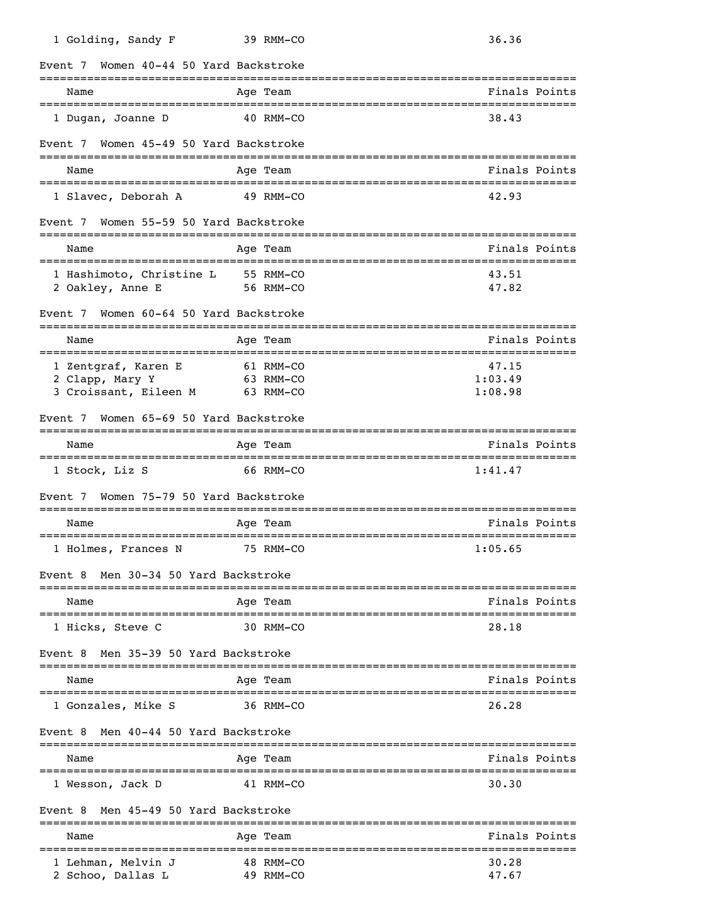| | Name | Age | Team | Finals | Points |
|---|---|---|---|---|---|
| 1 | Golding, Sandy F | 39 | RMM-CO | 36.36 | |

### Event 7 Women 40-44 50 Yard Backstroke

| | Name | Age | Team | Finals | Points |
|---|---|---|---|---|---|
| 1 | Dugan, Joanne D | 40 | RMM-CO | 38.43 | |

### Event 7 Women 45-49 50 Yard Backstroke

| | Name | Age | Team | Finals | Points |
|---|---|---|---|---|---|
| 1 | Slavec, Deborah A | 49 | RMM-CO | 42.93 | |

### Event 7 Women 55-59 50 Yard Backstroke

| | Name | Age | Team | Finals | Points |
|---|---|---|---|---|---|
| 1 | Hashimoto, Christine L | 55 | RMM-CO | 43.51 | |
| 2 | Oakley, Anne E | 56 | RMM-CO | 47.82 | |

### Event 7 Women 60-64 50 Yard Backstroke

| | Name | Age | Team | Finals | Points |
|---|---|---|---|---|---|
| 1 | Zentgraf, Karen E | 61 | RMM-CO | 47.15 | |
| 2 | Clapp, Mary Y | 63 | RMM-CO | 1:03.49 | |
| 3 | Croissant, Eileen M | 63 | RMM-CO | 1:08.98 | |

### Event 7 Women 65-69 50 Yard Backstroke

| | Name | Age | Team | Finals | Points |
|---|---|---|---|---|---|
| 1 | Stock, Liz S | 66 | RMM-CO | 1:41.47 | |

### Event 7 Women 75-79 50 Yard Backstroke

| | Name | Age | Team | Finals | Points |
|---|---|---|---|---|---|
| 1 | Holmes, Frances N | 75 | RMM-CO | 1:05.65 | |

### Event 8 Men 30-34 50 Yard Backstroke

| | Name | Age | Team | Finals | Points |
|---|---|---|---|---|---|
| 1 | Hicks, Steve C | 30 | RMM-CO | 28.18 | |

### Event 8 Men 35-39 50 Yard Backstroke

| | Name | Age | Team | Finals | Points |
|---|---|---|---|---|---|
| 1 | Gonzales, Mike S | 36 | RMM-CO | 26.28 | |

### Event 8 Men 40-44 50 Yard Backstroke

| | Name | Age | Team | Finals | Points |
|---|---|---|---|---|---|
| 1 | Wesson, Jack D | 41 | RMM-CO | 30.30 | |

### Event 8 Men 45-49 50 Yard Backstroke

| | Name | Age | Team | Finals | Points |
|---|---|---|---|---|---|
| 1 | Lehman, Melvin J | 48 | RMM-CO | 30.28 | |
| 2 | Schoo, Dallas L | 49 | RMM-CO | 47.67 | |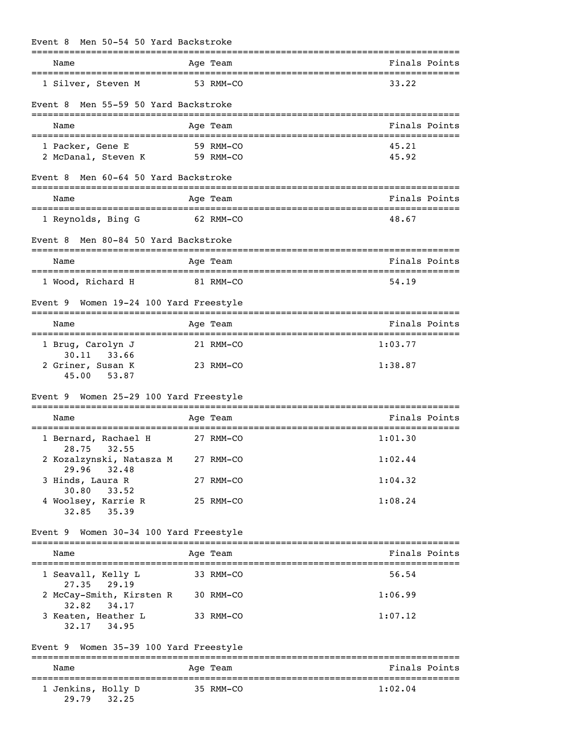### Event 8 Men 50-54 50 Yard Backstroke

| Name | Age | Team | Finals | Points |
|---|---|---|---|---|
| 1 Silver, Steven M | 53 | RMM-CO | 33.22 | |

### Event 8 Men 55-59 50 Yard Backstroke

| Name | Age | Team | Finals | Points |
|---|---|---|---|---|
| 1 Packer, Gene E | 59 | RMM-CO | 45.21 | |
| 2 McDanal, Steven K | 59 | RMM-CO | 45.92 | |

### Event 8 Men 60-64 50 Yard Backstroke

| Name | Age | Team | Finals | Points |
|---|---|---|---|---|
| 1 Reynolds, Bing G | 62 | RMM-CO | 48.67 | |

### Event 8 Men 80-84 50 Yard Backstroke

| Name | Age | Team | Finals | Points |
|---|---|---|---|---|
| 1 Wood, Richard H | 81 | RMM-CO | 54.19 | |

### Event 9 Women 19-24 100 Yard Freestyle

| Name | Age | Team | Finals | Points |
|---|---|---|---|---|
| 1 Brug, Carolyn J | 21 | RMM-CO | 1:03.77 | |
| 30.11 33.66 | | | | |
| 2 Griner, Susan K | 23 | RMM-CO | 1:38.87 | |
| 45.00 53.87 | | | | |

### Event 9 Women 25-29 100 Yard Freestyle

| Name | Age | Team | Finals | Points |
|---|---|---|---|---|
| 1 Bernard, Rachael H | 27 | RMM-CO | 1:01.30 | |
| 28.75 32.55 | | | | |
| 2 Kozalzynski, Natasza M | 27 | RMM-CO | 1:02.44 | |
| 29.96 32.48 | | | | |
| 3 Hinds, Laura R | 27 | RMM-CO | 1:04.32 | |
| 30.80 33.52 | | | | |
| 4 Woolsey, Karrie R | 25 | RMM-CO | 1:08.24 | |
| 32.85 35.39 | | | | |

### Event 9 Women 30-34 100 Yard Freestyle

| Name | Age | Team | Finals | Points |
|---|---|---|---|---|
| 1 Seavall, Kelly L | 33 | RMM-CO | 56.54 | |
| 27.35 29.19 | | | | |
| 2 McCay-Smith, Kirsten R | 30 | RMM-CO | 1:06.99 | |
| 32.82 34.17 | | | | |
| 3 Keaten, Heather L | 33 | RMM-CO | 1:07.12 | |
| 32.17 34.95 | | | | |

### Event 9 Women 35-39 100 Yard Freestyle

| Name | Age | Team | Finals | Points |
|---|---|---|---|---|
| 1 Jenkins, Holly D | 35 | RMM-CO | 1:02.04 | |
| 29.79 32.25 | | | | |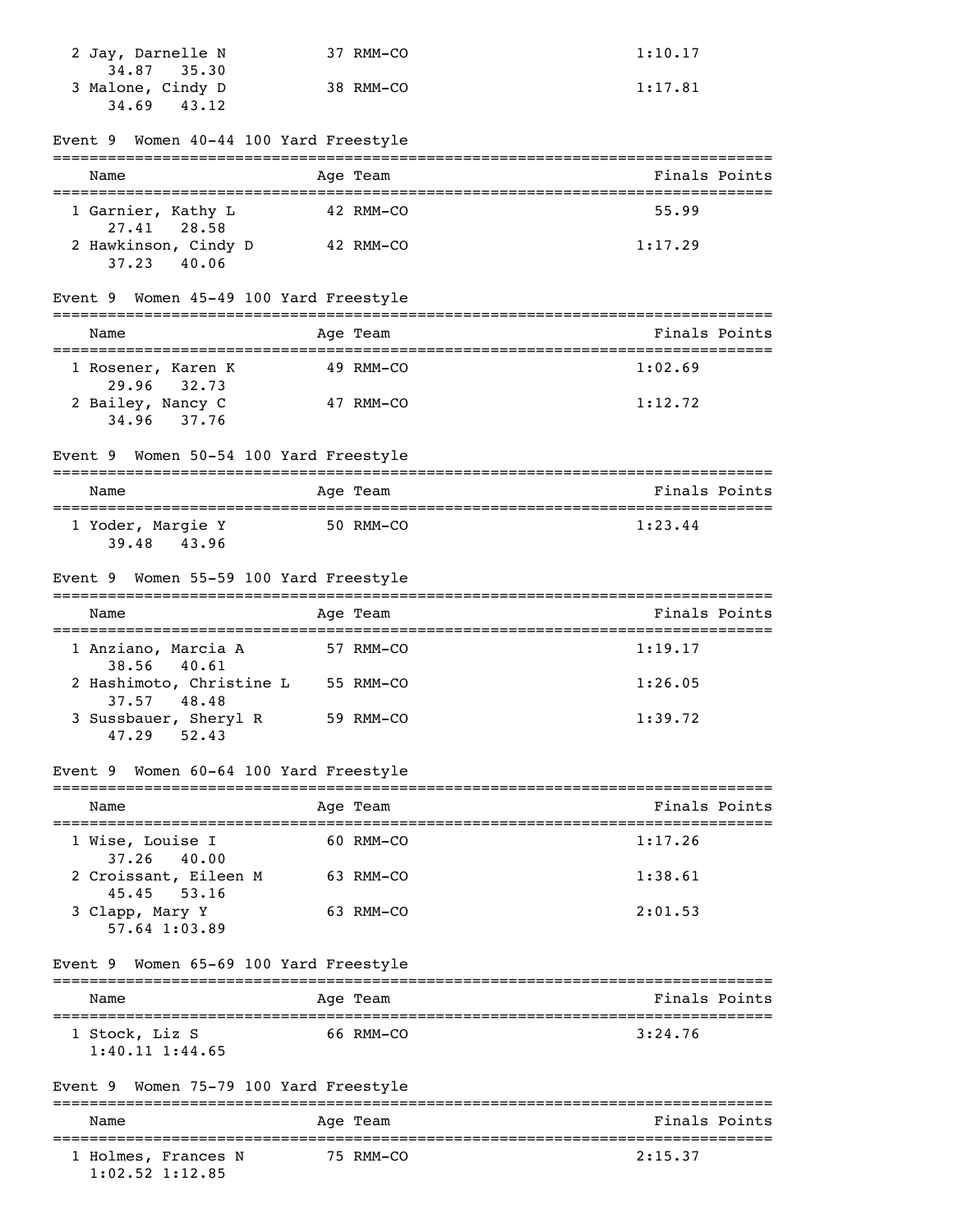| Name | Age | Team | Finals | Points |
|---|---|---|---|---|
| 2 Jay, Darnelle N | 37 | RMM-CO | 1:10.17 | |
| 34.87 35.30 | | | | |
| 3 Malone, Cindy D | 38 | RMM-CO | 1:17.81 | |
| 34.69 43.12 | | | | |

## Event 9 Women 40-44 100 Yard Freestyle

| Name | Age | Team | Finals | Points |
|---|---|---|---|---|
| 1 Garnier, Kathy L | 42 | RMM-CO | 55.99 | |
| 27.41 28.58 | | | | |
| 2 Hawkinson, Cindy D | 42 | RMM-CO | 1:17.29 | |
| 37.23 40.06 | | | | |

## Event 9 Women 45-49 100 Yard Freestyle

| Name | Age | Team | Finals | Points |
|---|---|---|---|---|
| 1 Rosener, Karen K | 49 | RMM-CO | 1:02.69 | |
| 29.96 32.73 | | | | |
| 2 Bailey, Nancy C | 47 | RMM-CO | 1:12.72 | |
| 34.96 37.76 | | | | |

## Event 9 Women 50-54 100 Yard Freestyle

| Name | Age | Team | Finals | Points |
|---|---|---|---|---|
| 1 Yoder, Margie Y | 50 | RMM-CO | 1:23.44 | |
| 39.48 43.96 | | | | |

## Event 9 Women 55-59 100 Yard Freestyle

| Name | Age | Team | Finals | Points |
|---|---|---|---|---|
| 1 Anziano, Marcia A | 57 | RMM-CO | 1:19.17 | |
| 38.56 40.61 | | | | |
| 2 Hashimoto, Christine L | 55 | RMM-CO | 1:26.05 | |
| 37.57 48.48 | | | | |
| 3 Sussbauer, Sheryl R | 59 | RMM-CO | 1:39.72 | |
| 47.29 52.43 | | | | |

## Event 9 Women 60-64 100 Yard Freestyle

| Name | Age | Team | Finals | Points |
|---|---|---|---|---|
| 1 Wise, Louise I | 60 | RMM-CO | 1:17.26 | |
| 37.26 40.00 | | | | |
| 2 Croissant, Eileen M | 63 | RMM-CO | 1:38.61 | |
| 45.45 53.16 | | | | |
| 3 Clapp, Mary Y | 63 | RMM-CO | 2:01.53 | |
| 57.64 1:03.89 | | | | |

## Event 9 Women 65-69 100 Yard Freestyle

| Name | Age | Team | Finals | Points |
|---|---|---|---|---|
| 1 Stock, Liz S | 66 | RMM-CO | 3:24.76 | |
| 1:40.11 1:44.65 | | | | |

## Event 9 Women 75-79 100 Yard Freestyle

| Name | Age | Team | Finals | Points |
|---|---|---|---|---|
| 1 Holmes, Frances N | 75 | RMM-CO | 2:15.37 | |
| 1:02.52 1:12.85 | | | | |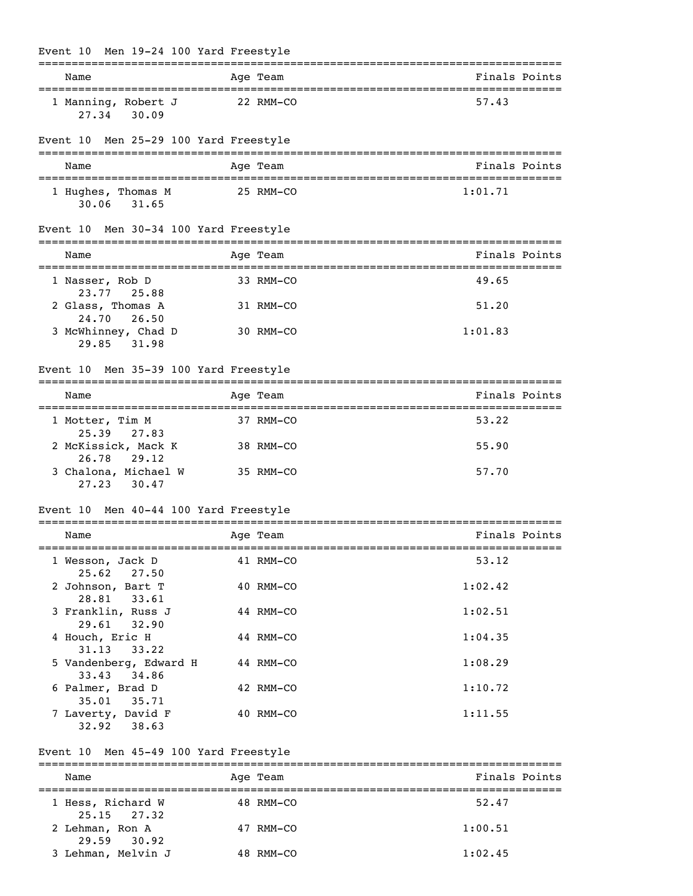### Event 10 Men 19-24 100 Yard Freestyle

| Name | Age | Team | Finals | Points |
|---|---|---|---|---|
| 1 Manning, Robert J | 22 | RMM-CO | 57.43 | |
| 27.34 30.09 | | | | |

### Event 10 Men 25-29 100 Yard Freestyle

| Name | Age | Team | Finals | Points |
|---|---|---|---|---|
| 1 Hughes, Thomas M | 25 | RMM-CO | 1:01.71 | |
| 30.06 31.65 | | | | |

### Event 10 Men 30-34 100 Yard Freestyle

| Name | Age | Team | Finals | Points |
|---|---|---|---|---|
| 1 Nasser, Rob D | 33 | RMM-CO | 49.65 | |
| 23.77 25.88 | | | | |
| 2 Glass, Thomas A | 31 | RMM-CO | 51.20 | |
| 24.70 26.50 | | | | |
| 3 McWhinney, Chad D | 30 | RMM-CO | 1:01.83 | |
| 29.85 31.98 | | | | |

### Event 10 Men 35-39 100 Yard Freestyle

| Name | Age | Team | Finals | Points |
|---|---|---|---|---|
| 1 Motter, Tim M | 37 | RMM-CO | 53.22 | |
| 25.39 27.83 | | | | |
| 2 McKissick, Mack K | 38 | RMM-CO | 55.90 | |
| 26.78 29.12 | | | | |
| 3 Chalona, Michael W | 35 | RMM-CO | 57.70 | |
| 27.23 30.47 | | | | |

### Event 10 Men 40-44 100 Yard Freestyle

| Name | Age | Team | Finals | Points |
|---|---|---|---|---|
| 1 Wesson, Jack D | 41 | RMM-CO | 53.12 | |
| 25.62 27.50 | | | | |
| 2 Johnson, Bart T | 40 | RMM-CO | 1:02.42 | |
| 28.81 33.61 | | | | |
| 3 Franklin, Russ J | 44 | RMM-CO | 1:02.51 | |
| 29.61 32.90 | | | | |
| 4 Houch, Eric H | 44 | RMM-CO | 1:04.35 | |
| 31.13 33.22 | | | | |
| 5 Vandenberg, Edward H | 44 | RMM-CO | 1:08.29 | |
| 33.43 34.86 | | | | |
| 6 Palmer, Brad D | 42 | RMM-CO | 1:10.72 | |
| 35.01 35.71 | | | | |
| 7 Laverty, David F | 40 | RMM-CO | 1:11.55 | |
| 32.92 38.63 | | | | |

### Event 10 Men 45-49 100 Yard Freestyle

| Name | Age | Team | Finals | Points |
|---|---|---|---|---|
| 1 Hess, Richard W | 48 | RMM-CO | 52.47 | |
| 25.15 27.32 | | | | |
| 2 Lehman, Ron A | 47 | RMM-CO | 1:00.51 | |
| 29.59 30.92 | | | | |
| 3 Lehman, Melvin J | 48 | RMM-CO | 1:02.45 | |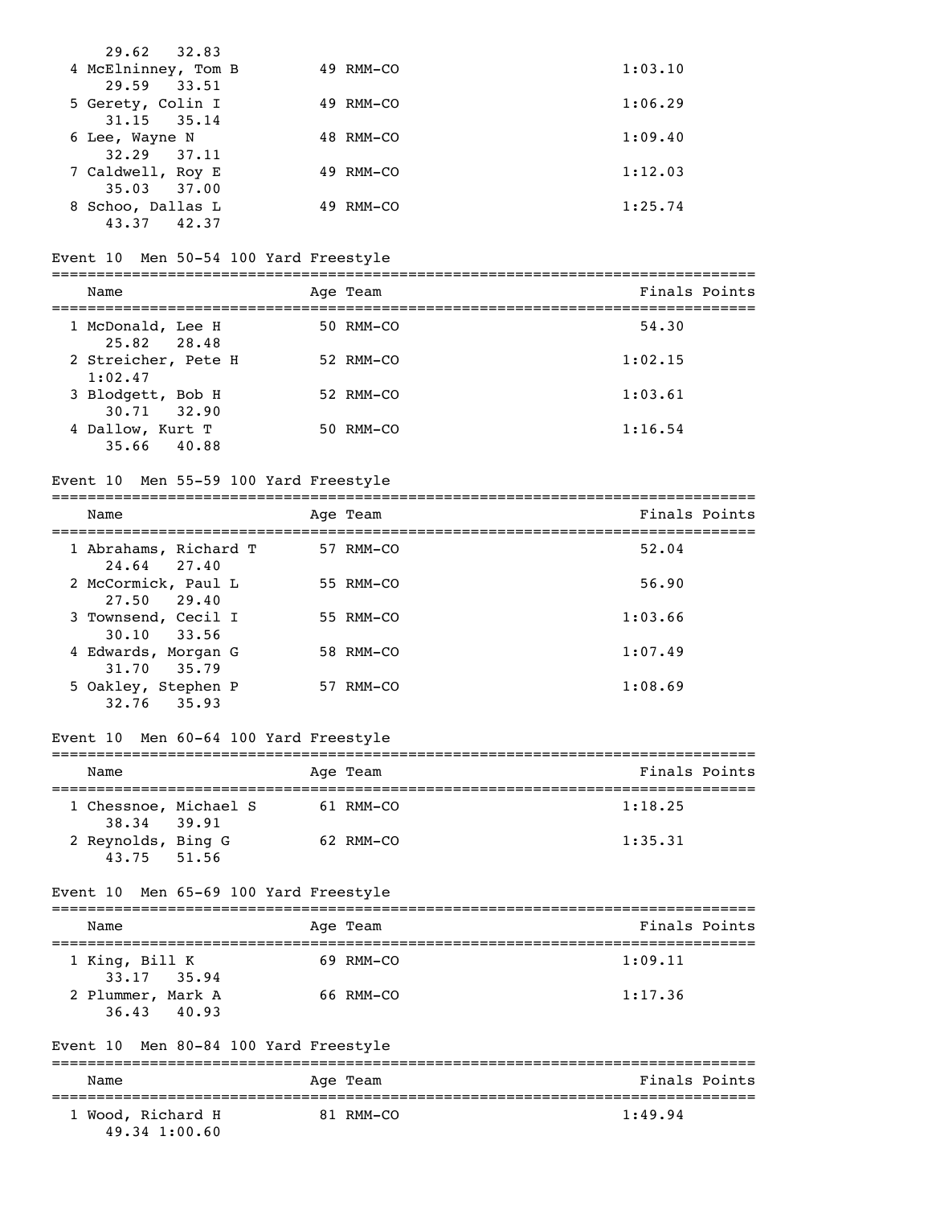29.62 32.83

| Name | Age | Team | Finals | Points |
|---|---|---|---|---|
| 4 McElninney, Tom B | 49 | RMM-CO | 1:03.10 | |
| 29.59 33.51 | | | | |
| 5 Gerety, Colin I | 49 | RMM-CO | 1:06.29 | |
| 31.15 35.14 | | | | |
| 6 Lee, Wayne N | 48 | RMM-CO | 1:09.40 | |
| 32.29 37.11 | | | | |
| 7 Caldwell, Roy E | 49 | RMM-CO | 1:12.03 | |
| 35.03 37.00 | | | | |
| 8 Schoo, Dallas L | 49 | RMM-CO | 1:25.74 | |
| 43.37 42.37 | | | | |

## Event 10 Men 50-54 100 Yard Freestyle

| Name | Age | Team | Finals | Points |
|---|---|---|---|---|
| 1 McDonald, Lee H | 50 | RMM-CO | 54.30 | |
| 25.82 28.48 | | | | |
| 2 Streicher, Pete H | 52 | RMM-CO | 1:02.15 | |
| 1:02.47 | | | | |
| 3 Blodgett, Bob H | 52 | RMM-CO | 1:03.61 | |
| 30.71 32.90 | | | | |
| 4 Dallow, Kurt T | 50 | RMM-CO | 1:16.54 | |
| 35.66 40.88 | | | | |

## Event 10 Men 55-59 100 Yard Freestyle

| Name | Age | Team | Finals | Points |
|---|---|---|---|---|
| 1 Abrahams, Richard T | 57 | RMM-CO | 52.04 | |
| 24.64 27.40 | | | | |
| 2 McCormick, Paul L | 55 | RMM-CO | 56.90 | |
| 27.50 29.40 | | | | |
| 3 Townsend, Cecil I | 55 | RMM-CO | 1:03.66 | |
| 30.10 33.56 | | | | |
| 4 Edwards, Morgan G | 58 | RMM-CO | 1:07.49 | |
| 31.70 35.79 | | | | |
| 5 Oakley, Stephen P | 57 | RMM-CO | 1:08.69 | |
| 32.76 35.93 | | | | |

## Event 10 Men 60-64 100 Yard Freestyle

| Name | Age | Team | Finals | Points |
|---|---|---|---|---|
| 1 Chessnoe, Michael S | 61 | RMM-CO | 1:18.25 | |
| 38.34 39.91 | | | | |
| 2 Reynolds, Bing G | 62 | RMM-CO | 1:35.31 | |
| 43.75 51.56 | | | | |

## Event 10 Men 65-69 100 Yard Freestyle

| Name | Age | Team | Finals | Points |
|---|---|---|---|---|
| 1 King, Bill K | 69 | RMM-CO | 1:09.11 | |
| 33.17 35.94 | | | | |
| 2 Plummer, Mark A | 66 | RMM-CO | 1:17.36 | |
| 36.43 40.93 | | | | |

## Event 10 Men 80-84 100 Yard Freestyle

| Name | Age | Team | Finals | Points |
|---|---|---|---|---|
| 1 Wood, Richard H | 81 | RMM-CO | 1:49.94 | |
| 49.34 1:00.60 | | | | |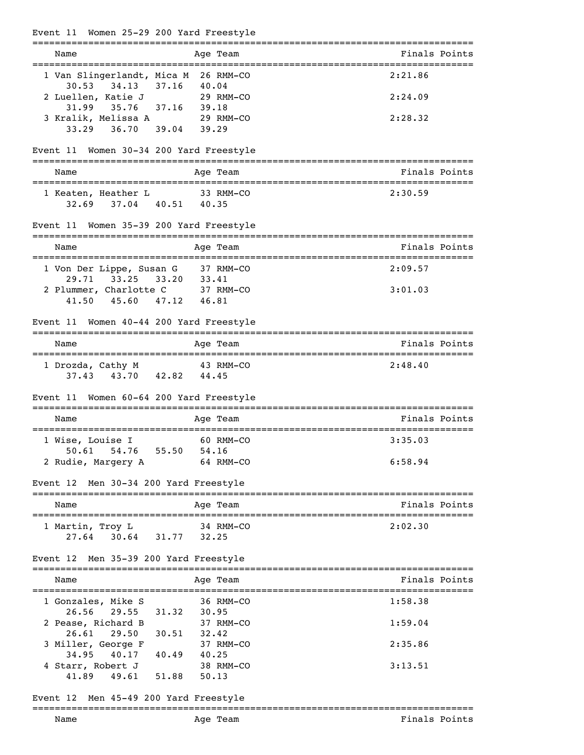### Event 11 Women 25-29 200 Yard Freestyle

| Name | Age | Team | Finals | Points |
|---|---|---|---|---|
| 1 Van Slingerlandt, Mica M | 26 | RMM-CO | 2:21.86 | |
| 30.53 34.13 37.16 40.04 | | | | |
| 2 Luellen, Katie J | 29 | RMM-CO | 2:24.09 | |
| 31.99 35.76 37.16 39.18 | | | | |
| 3 Kralik, Melissa A | 29 | RMM-CO | 2:28.32 | |
| 33.29 36.70 39.04 39.29 | | | | |

### Event 11 Women 30-34 200 Yard Freestyle

| Name | Age | Team | Finals | Points |
|---|---|---|---|---|
| 1 Keaten, Heather L | 33 | RMM-CO | 2:30.59 | |
| 32.69 37.04 40.51 40.35 | | | | |

### Event 11 Women 35-39 200 Yard Freestyle

| Name | Age | Team | Finals | Points |
|---|---|---|---|---|
| 1 Von Der Lippe, Susan G | 37 | RMM-CO | 2:09.57 | |
| 29.71 33.25 33.20 33.41 | | | | |
| 2 Plummer, Charlotte C | 37 | RMM-CO | 3:01.03 | |
| 41.50 45.60 47.12 46.81 | | | | |

### Event 11 Women 40-44 200 Yard Freestyle

| Name | Age | Team | Finals | Points |
|---|---|---|---|---|
| 1 Drozda, Cathy M | 43 | RMM-CO | 2:48.40 | |
| 37.43 43.70 42.82 44.45 | | | | |

### Event 11 Women 60-64 200 Yard Freestyle

| Name | Age | Team | Finals | Points |
|---|---|---|---|---|
| 1 Wise, Louise I | 60 | RMM-CO | 3:35.03 | |
| 50.61 54.76 55.50 54.16 | | | | |
| 2 Rudie, Margery A | 64 | RMM-CO | 6:58.94 | |

### Event 12 Men 30-34 200 Yard Freestyle

| Name | Age | Team | Finals | Points |
|---|---|---|---|---|
| 1 Martin, Troy L | 34 | RMM-CO | 2:02.30 | |
| 27.64 30.64 31.77 32.25 | | | | |

### Event 12 Men 35-39 200 Yard Freestyle

| Name | Age | Team | Finals | Points |
|---|---|---|---|---|
| 1 Gonzales, Mike S | 36 | RMM-CO | 1:58.38 | |
| 26.56 29.55 31.32 30.95 | | | | |
| 2 Pease, Richard B | 37 | RMM-CO | 1:59.04 | |
| 26.61 29.50 30.51 32.42 | | | | |
| 3 Miller, George F | 37 | RMM-CO | 2:35.86 | |
| 34.95 40.17 40.49 40.25 | | | | |
| 4 Starr, Robert J | 38 | RMM-CO | 3:13.51 | |
| 41.89 49.61 51.88 50.13 | | | | |

### Event 12 Men 45-49 200 Yard Freestyle

| Name | Age | Team | Finals | Points |
|---|---|---|---|---|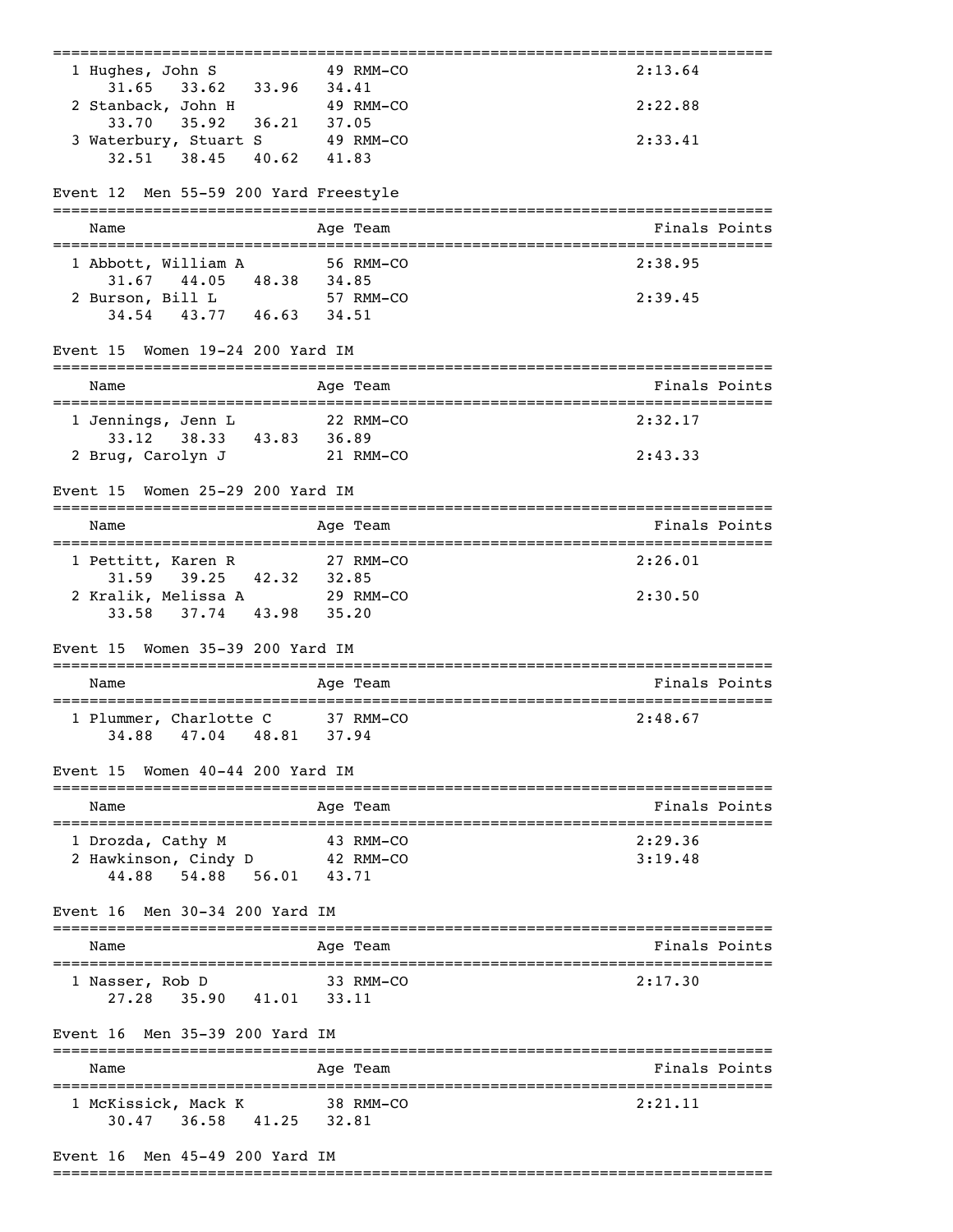| Name | Age | Team | Finals | Points |
|---|---|---|---|---|
| 1 Hughes, John S | 49 | RMM-CO | 2:13.64 | |
| 31.65 33.62 33.96 34.41 | | | | |
| 2 Stanback, John H | 49 | RMM-CO | 2:22.88 | |
| 33.70 35.92 36.21 37.05 | | | | |
| 3 Waterbury, Stuart S | 49 | RMM-CO | 2:33.41 | |
| 32.51 38.45 40.62 41.83 | | | | |

### Event 12 Men 55-59 200 Yard Freestyle

| Name | Age | Team | Finals | Points |
|---|---|---|---|---|
| 1 Abbott, William A | 56 | RMM-CO | 2:38.95 | |
| 31.67 44.05 48.38 34.85 | | | | |
| 2 Burson, Bill L | 57 | RMM-CO | 2:39.45 | |
| 34.54 43.77 46.63 34.51 | | | | |

### Event 15 Women 19-24 200 Yard IM

| Name | Age | Team | Finals | Points |
|---|---|---|---|---|
| 1 Jennings, Jenn L | 22 | RMM-CO | 2:32.17 | |
| 33.12 38.33 43.83 36.89 | | | | |
| 2 Brug, Carolyn J | 21 | RMM-CO | 2:43.33 | |

### Event 15 Women 25-29 200 Yard IM

| Name | Age | Team | Finals | Points |
|---|---|---|---|---|
| 1 Pettitt, Karen R | 27 | RMM-CO | 2:26.01 | |
| 31.59 39.25 42.32 32.85 | | | | |
| 2 Kralik, Melissa A | 29 | RMM-CO | 2:30.50 | |
| 33.58 37.74 43.98 35.20 | | | | |

### Event 15 Women 35-39 200 Yard IM

| Name | Age | Team | Finals | Points |
|---|---|---|---|---|
| 1 Plummer, Charlotte C | 37 | RMM-CO | 2:48.67 | |
| 34.88 47.04 48.81 37.94 | | | | |

### Event 15 Women 40-44 200 Yard IM

| Name | Age | Team | Finals | Points |
|---|---|---|---|---|
| 1 Drozda, Cathy M | 43 | RMM-CO | 2:29.36 | |
| 2 Hawkinson, Cindy D | 42 | RMM-CO | 3:19.48 | |
| 44.88 54.88 56.01 43.71 | | | | |

### Event 16 Men 30-34 200 Yard IM

| Name | Age | Team | Finals | Points |
|---|---|---|---|---|
| 1 Nasser, Rob D | 33 | RMM-CO | 2:17.30 | |
| 27.28 35.90 41.01 33.11 | | | | |

### Event 16 Men 35-39 200 Yard IM

| Name | Age | Team | Finals | Points |
|---|---|---|---|---|
| 1 McKissick, Mack K | 38 | RMM-CO | 2:21.11 | |
| 30.47 36.58 41.25 32.81 | | | | |

### Event 16 Men 45-49 200 Yard IM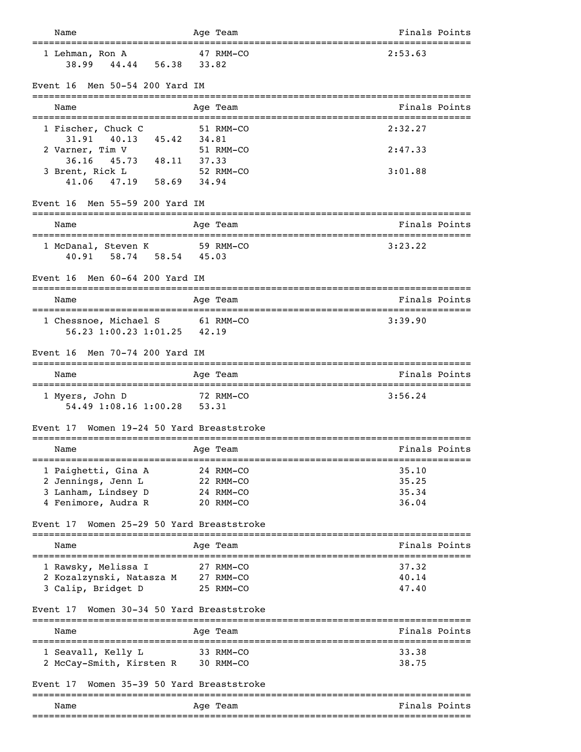| Name | Age | Team | Finals | Points |
|---|---|---|---|---|
| 1 Lehman, Ron A | 47 | RMM-CO | 2:53.63 | |
| 38.99 44.44 56.38 33.82 | | | | |

### Event 16 Men 50-54 200 Yard IM

| Name | Age | Team | Finals | Points |
|---|---|---|---|---|
| 1 Fischer, Chuck C | 51 | RMM-CO | 2:32.27 | |
| 31.91 40.13 45.42 34.81 | | | | |
| 2 Varner, Tim V | 51 | RMM-CO | 2:47.33 | |
| 36.16 45.73 48.11 37.33 | | | | |
| 3 Brent, Rick L | 52 | RMM-CO | 3:01.88 | |
| 41.06 47.19 58.69 34.94 | | | | |

### Event 16 Men 55-59 200 Yard IM

| Name | Age | Team | Finals | Points |
|---|---|---|---|---|
| 1 McDanal, Steven K | 59 | RMM-CO | 3:23.22 | |
| 40.91 58.74 58.54 45.03 | | | | |

### Event 16 Men 60-64 200 Yard IM

| Name | Age | Team | Finals | Points |
|---|---|---|---|---|
| 1 Chessnoe, Michael S | 61 | RMM-CO | 3:39.90 | |
| 56.23 1:00.23 1:01.25 42.19 | | | | |

### Event 16 Men 70-74 200 Yard IM

| Name | Age | Team | Finals | Points |
|---|---|---|---|---|
| 1 Myers, John D | 72 | RMM-CO | 3:56.24 | |
| 54.49 1:08.16 1:00.28 53.31 | | | | |

### Event 17 Women 19-24 50 Yard Breaststroke

| Name | Age | Team | Finals | Points |
|---|---|---|---|---|
| 1 Paighetti, Gina A | 24 | RMM-CO | 35.10 | |
| 2 Jennings, Jenn L | 22 | RMM-CO | 35.25 | |
| 3 Lanham, Lindsey D | 24 | RMM-CO | 35.34 | |
| 4 Fenimore, Audra R | 20 | RMM-CO | 36.04 | |

### Event 17 Women 25-29 50 Yard Breaststroke

| Name | Age | Team | Finals | Points |
|---|---|---|---|---|
| 1 Rawsky, Melissa I | 27 | RMM-CO | 37.32 | |
| 2 Kozalzynski, Natasza M | 27 | RMM-CO | 40.14 | |
| 3 Calip, Bridget D | 25 | RMM-CO | 47.40 | |

### Event 17 Women 30-34 50 Yard Breaststroke

| Name | Age | Team | Finals | Points |
|---|---|---|---|---|
| 1 Seavall, Kelly L | 33 | RMM-CO | 33.38 | |
| 2 McCay-Smith, Kirsten R | 30 | RMM-CO | 38.75 | |

### Event 17 Women 35-39 50 Yard Breaststroke

| Name | Age | Team | Finals | Points |
|---|---|---|---|---|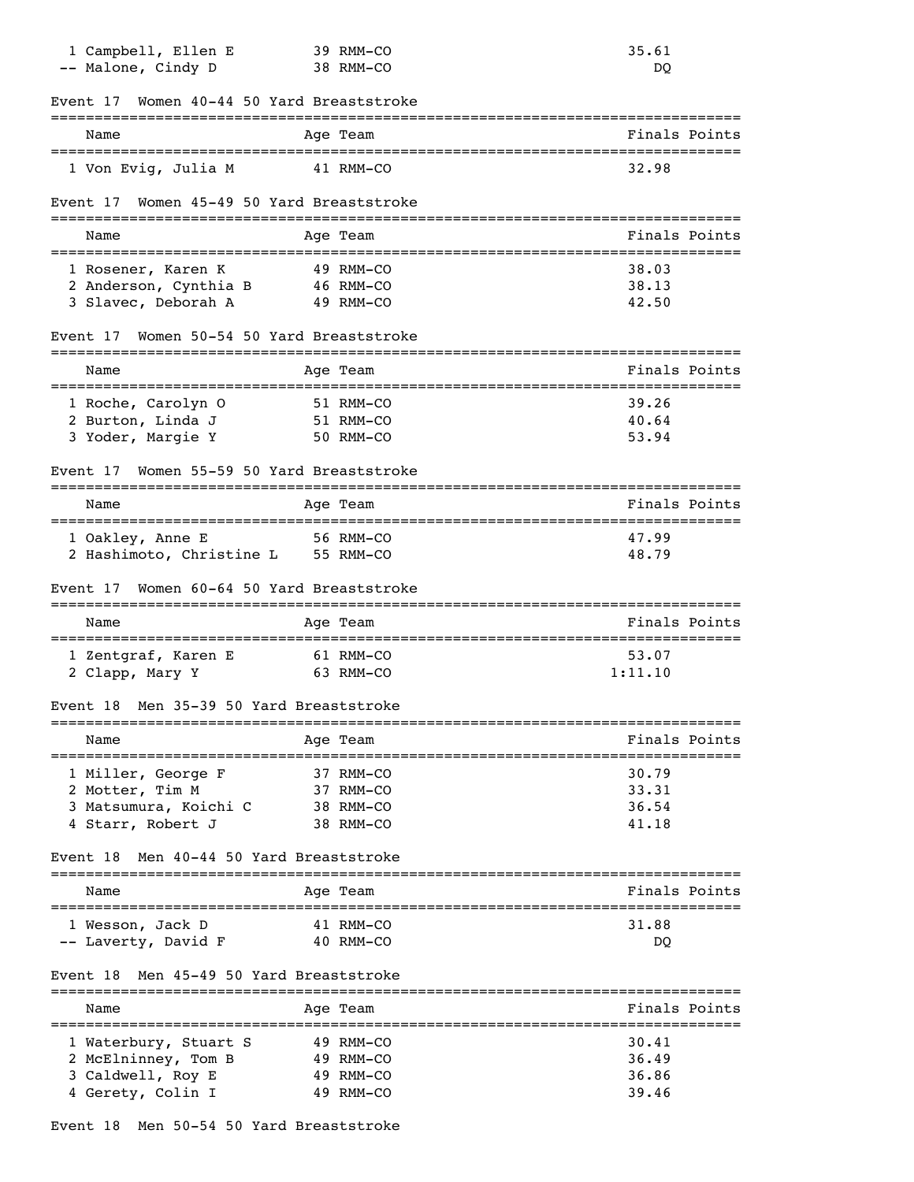| Name | Age | Team | Finals | Points |
|---|---|---|---|---|
| 1 Campbell, Ellen E | 39 | RMM-CO | 35.61 | |
| -- Malone, Cindy D | 38 | RMM-CO | DQ | |

### Event 17 Women 40-44 50 Yard Breaststroke

| Name | Age | Team | Finals | Points |
|---|---|---|---|---|
| 1 Von Evig, Julia M | 41 | RMM-CO | 32.98 | |

### Event 17 Women 45-49 50 Yard Breaststroke

| Name | Age | Team | Finals | Points |
|---|---|---|---|---|
| 1 Rosener, Karen K | 49 | RMM-CO | 38.03 | |
| 2 Anderson, Cynthia B | 46 | RMM-CO | 38.13 | |
| 3 Slavec, Deborah A | 49 | RMM-CO | 42.50 | |

### Event 17 Women 50-54 50 Yard Breaststroke

| Name | Age | Team | Finals | Points |
|---|---|---|---|---|
| 1 Roche, Carolyn O | 51 | RMM-CO | 39.26 | |
| 2 Burton, Linda J | 51 | RMM-CO | 40.64 | |
| 3 Yoder, Margie Y | 50 | RMM-CO | 53.94 | |

### Event 17 Women 55-59 50 Yard Breaststroke

| Name | Age | Team | Finals | Points |
|---|---|---|---|---|
| 1 Oakley, Anne E | 56 | RMM-CO | 47.99 | |
| 2 Hashimoto, Christine L | 55 | RMM-CO | 48.79 | |

### Event 17 Women 60-64 50 Yard Breaststroke

| Name | Age | Team | Finals | Points |
|---|---|---|---|---|
| 1 Zentgraf, Karen E | 61 | RMM-CO | 53.07 | |
| 2 Clapp, Mary Y | 63 | RMM-CO | 1:11.10 | |

### Event 18 Men 35-39 50 Yard Breaststroke

| Name | Age | Team | Finals | Points |
|---|---|---|---|---|
| 1 Miller, George F | 37 | RMM-CO | 30.79 | |
| 2 Motter, Tim M | 37 | RMM-CO | 33.31 | |
| 3 Matsumura, Koichi C | 38 | RMM-CO | 36.54 | |
| 4 Starr, Robert J | 38 | RMM-CO | 41.18 | |

### Event 18 Men 40-44 50 Yard Breaststroke

| Name | Age | Team | Finals | Points |
|---|---|---|---|---|
| 1 Wesson, Jack D | 41 | RMM-CO | 31.88 | |
| -- Laverty, David F | 40 | RMM-CO | DQ | |

### Event 18 Men 45-49 50 Yard Breaststroke

| Name | Age | Team | Finals | Points |
|---|---|---|---|---|
| 1 Waterbury, Stuart S | 49 | RMM-CO | 30.41 | |
| 2 McElninney, Tom B | 49 | RMM-CO | 36.49 | |
| 3 Caldwell, Roy E | 49 | RMM-CO | 36.86 | |
| 4 Gerety, Colin I | 49 | RMM-CO | 39.46 | |

### Event 18 Men 50-54 50 Yard Breaststroke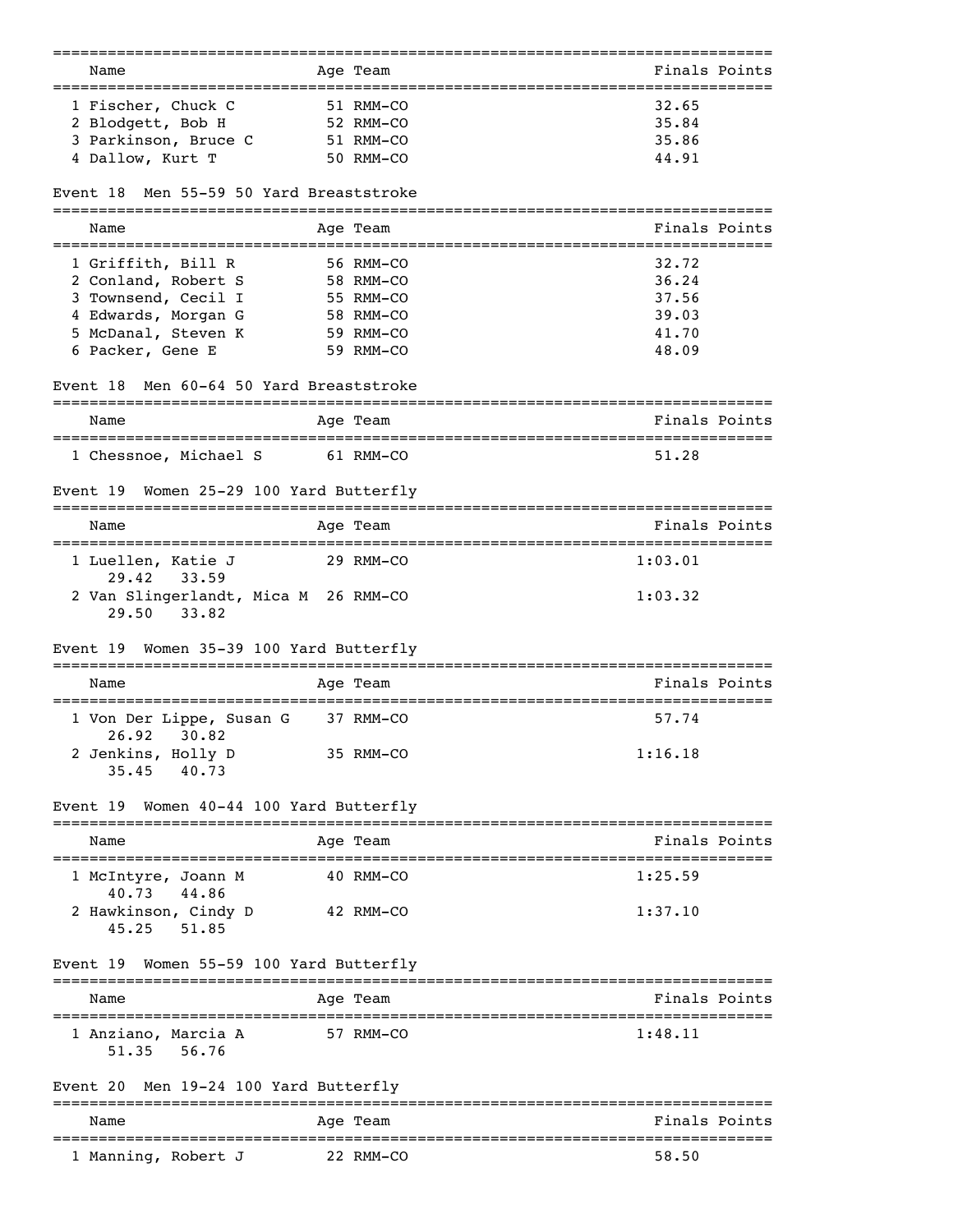| Name | Age | Team | Finals | Points |
|---|---|---|---|---|
| 1 Fischer, Chuck C | 51 | RMM-CO | 32.65 | |
| 2 Blodgett, Bob H | 52 | RMM-CO | 35.84 | |
| 3 Parkinson, Bruce C | 51 | RMM-CO | 35.86 | |
| 4 Dallow, Kurt T | 50 | RMM-CO | 44.91 | |

Event 18  Men 55-59 50 Yard Breaststroke

| Name | Age | Team | Finals | Points |
|---|---|---|---|---|
| 1 Griffith, Bill R | 56 | RMM-CO | 32.72 | |
| 2 Conland, Robert S | 58 | RMM-CO | 36.24 | |
| 3 Townsend, Cecil I | 55 | RMM-CO | 37.56 | |
| 4 Edwards, Morgan G | 58 | RMM-CO | 39.03 | |
| 5 McDanal, Steven K | 59 | RMM-CO | 41.70 | |
| 6 Packer, Gene E | 59 | RMM-CO | 48.09 | |

Event 18  Men 60-64 50 Yard Breaststroke

| Name | Age | Team | Finals | Points |
|---|---|---|---|---|
| 1 Chessnoe, Michael S | 61 | RMM-CO | 51.28 | |

Event 19  Women 25-29 100 Yard Butterfly

| Name | Age | Team | Finals | Points |
|---|---|---|---|---|
| 1 Luellen, Katie J | 29 | RMM-CO | 1:03.01 | |
| 29.42  33.59 | | | | |
| 2 Van Slingerlandt, Mica M | 26 | RMM-CO | 1:03.32 | |
| 29.50  33.82 | | | | |

Event 19  Women 35-39 100 Yard Butterfly

| Name | Age | Team | Finals | Points |
|---|---|---|---|---|
| 1 Von Der Lippe, Susan G | 37 | RMM-CO | 57.74 | |
| 26.92  30.82 | | | | |
| 2 Jenkins, Holly D | 35 | RMM-CO | 1:16.18 | |
| 35.45  40.73 | | | | |

Event 19  Women 40-44 100 Yard Butterfly

| Name | Age | Team | Finals | Points |
|---|---|---|---|---|
| 1 McIntyre, Joann M | 40 | RMM-CO | 1:25.59 | |
| 40.73  44.86 | | | | |
| 2 Hawkinson, Cindy D | 42 | RMM-CO | 1:37.10 | |
| 45.25  51.85 | | | | |

Event 19  Women 55-59 100 Yard Butterfly

| Name | Age | Team | Finals | Points |
|---|---|---|---|---|
| 1 Anziano, Marcia A | 57 | RMM-CO | 1:48.11 | |
| 51.35  56.76 | | | | |

Event 20  Men 19-24 100 Yard Butterfly

| Name | Age | Team | Finals | Points |
|---|---|---|---|---|
| 1 Manning, Robert J | 22 | RMM-CO | 58.50 | |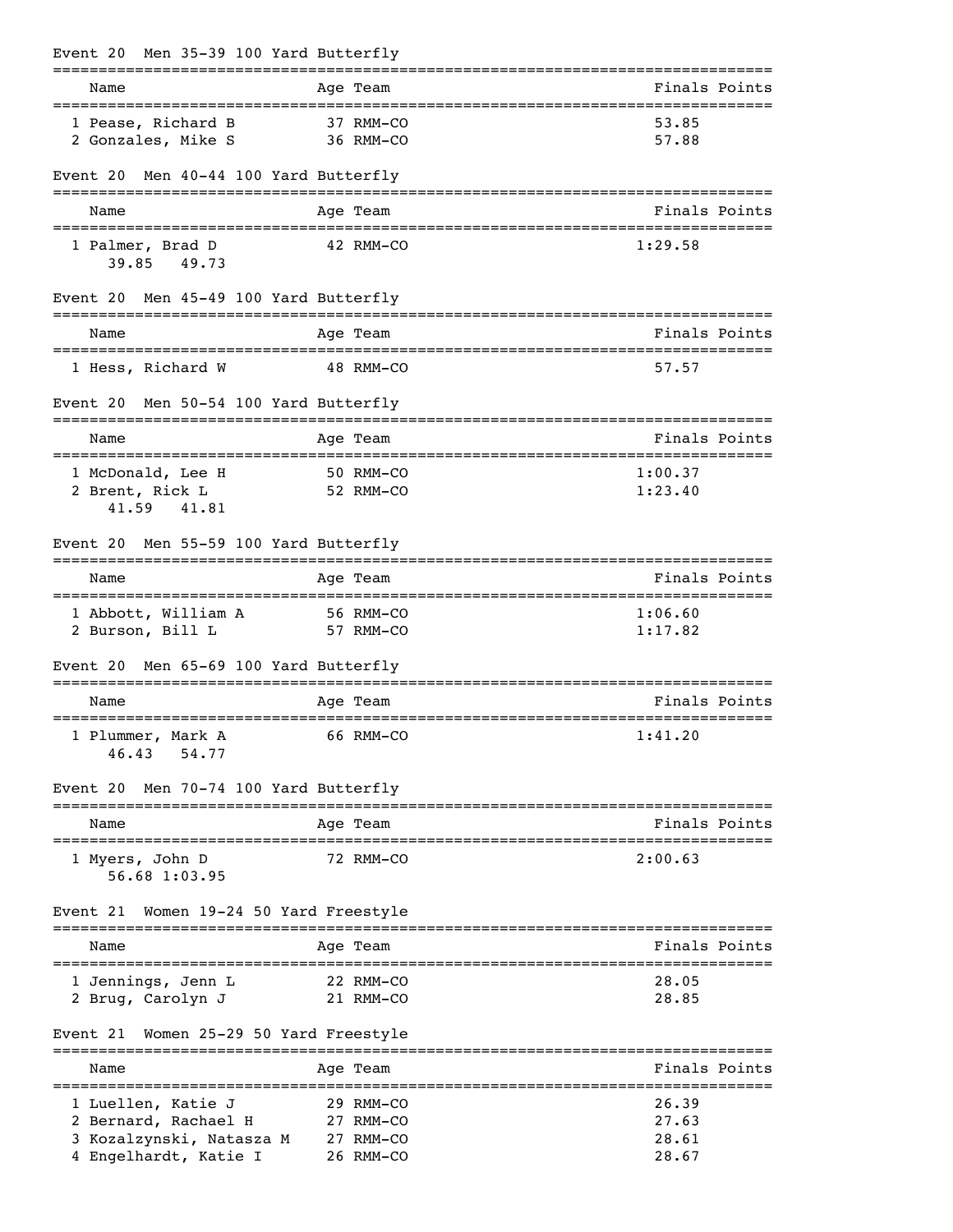### Event 20 Men 35-39 100 Yard Butterfly

| Name | Age | Team | Finals | Points |
|---|---|---|---|---|
| 1 Pease, Richard B | 37 | RMM-CO | 53.85 | |
| 2 Gonzales, Mike S | 36 | RMM-CO | 57.88 | |

### Event 20 Men 40-44 100 Yard Butterfly

| Name | Age | Team | Finals | Points |
|---|---|---|---|---|
| 1 Palmer, Brad D | 42 | RMM-CO | 1:29.58 | |
| 39.85 49.73 | | | | |

### Event 20 Men 45-49 100 Yard Butterfly

| Name | Age | Team | Finals | Points |
|---|---|---|---|---|
| 1 Hess, Richard W | 48 | RMM-CO | 57.57 | |

### Event 20 Men 50-54 100 Yard Butterfly

| Name | Age | Team | Finals | Points |
|---|---|---|---|---|
| 1 McDonald, Lee H | 50 | RMM-CO | 1:00.37 | |
| 2 Brent, Rick L | 52 | RMM-CO | 1:23.40 | |
| 41.59 41.81 | | | | |

### Event 20 Men 55-59 100 Yard Butterfly

| Name | Age | Team | Finals | Points |
|---|---|---|---|---|
| 1 Abbott, William A | 56 | RMM-CO | 1:06.60 | |
| 2 Burson, Bill L | 57 | RMM-CO | 1:17.82 | |

### Event 20 Men 65-69 100 Yard Butterfly

| Name | Age | Team | Finals | Points |
|---|---|---|---|---|
| 1 Plummer, Mark A | 66 | RMM-CO | 1:41.20 | |
| 46.43 54.77 | | | | |

### Event 20 Men 70-74 100 Yard Butterfly

| Name | Age | Team | Finals | Points |
|---|---|---|---|---|
| 1 Myers, John D | 72 | RMM-CO | 2:00.63 | |
| 56.68 1:03.95 | | | | |

### Event 21 Women 19-24 50 Yard Freestyle

| Name | Age | Team | Finals | Points |
|---|---|---|---|---|
| 1 Jennings, Jenn L | 22 | RMM-CO | 28.05 | |
| 2 Brug, Carolyn J | 21 | RMM-CO | 28.85 | |

### Event 21 Women 25-29 50 Yard Freestyle

| Name | Age | Team | Finals | Points |
|---|---|---|---|---|
| 1 Luellen, Katie J | 29 | RMM-CO | 26.39 | |
| 2 Bernard, Rachael H | 27 | RMM-CO | 27.63 | |
| 3 Kozalzynski, Natasza M | 27 | RMM-CO | 28.61 | |
| 4 Engelhardt, Katie I | 26 | RMM-CO | 28.67 | |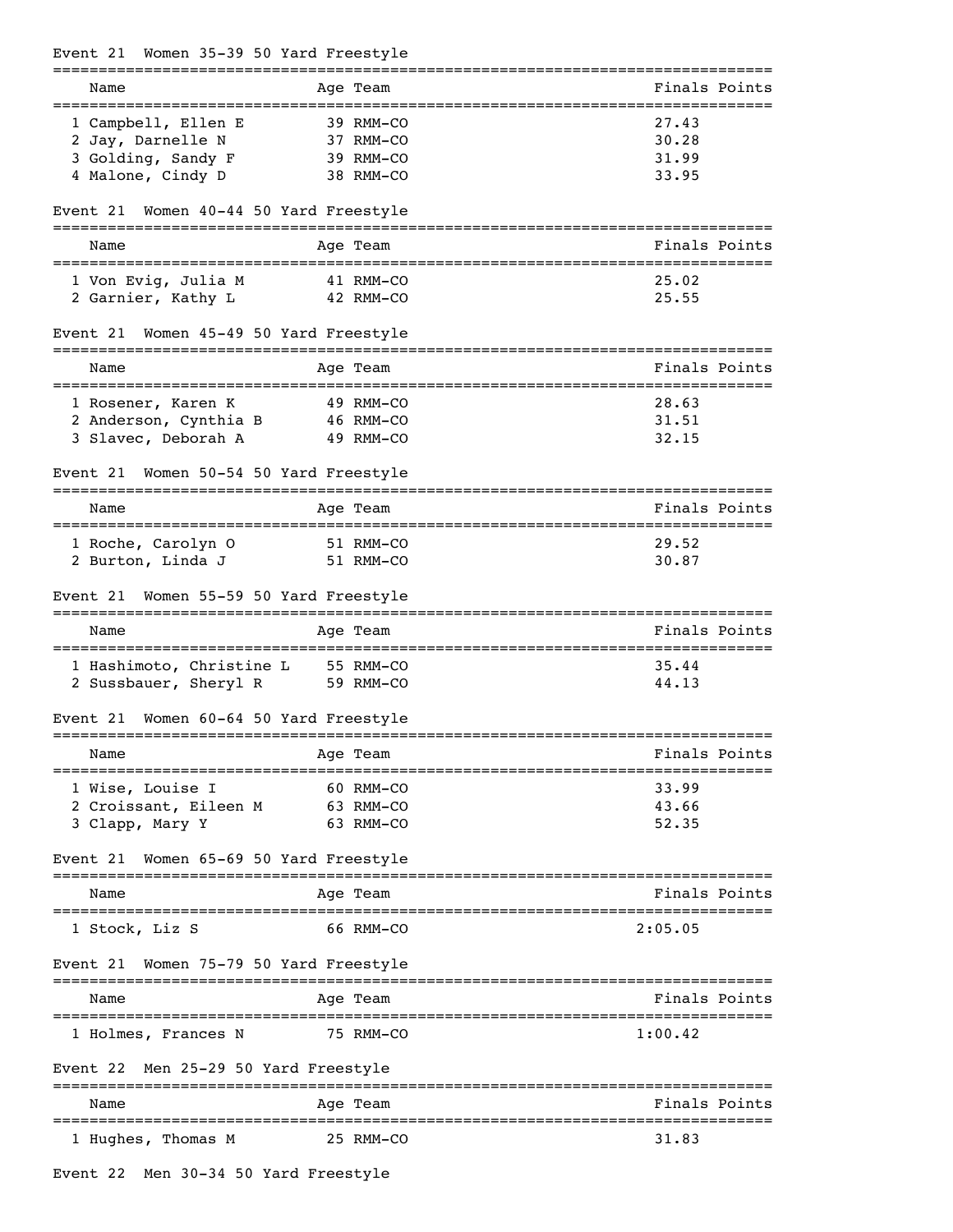## Event 21 Women 35-39 50 Yard Freestyle

| | Name | Age | Team | Finals | Points |
|---|---|---|---|---|---|
| 1 | Campbell, Ellen E | 39 | RMM-CO | 27.43 | |
| 2 | Jay, Darnelle N | 37 | RMM-CO | 30.28 | |
| 3 | Golding, Sandy F | 39 | RMM-CO | 31.99 | |
| 4 | Malone, Cindy D | 38 | RMM-CO | 33.95 | |

## Event 21 Women 40-44 50 Yard Freestyle

| | Name | Age | Team | Finals | Points |
|---|---|---|---|---|---|
| 1 | Von Evig, Julia M | 41 | RMM-CO | 25.02 | |
| 2 | Garnier, Kathy L | 42 | RMM-CO | 25.55 | |

## Event 21 Women 45-49 50 Yard Freestyle

| | Name | Age | Team | Finals | Points |
|---|---|---|---|---|---|
| 1 | Rosener, Karen K | 49 | RMM-CO | 28.63 | |
| 2 | Anderson, Cynthia B | 46 | RMM-CO | 31.51 | |
| 3 | Slavec, Deborah A | 49 | RMM-CO | 32.15 | |

## Event 21 Women 50-54 50 Yard Freestyle

| | Name | Age | Team | Finals | Points |
|---|---|---|---|---|---|
| 1 | Roche, Carolyn O | 51 | RMM-CO | 29.52 | |
| 2 | Burton, Linda J | 51 | RMM-CO | 30.87 | |

## Event 21 Women 55-59 50 Yard Freestyle

| | Name | Age | Team | Finals | Points |
|---|---|---|---|---|---|
| 1 | Hashimoto, Christine L | 55 | RMM-CO | 35.44 | |
| 2 | Sussbauer, Sheryl R | 59 | RMM-CO | 44.13 | |

## Event 21 Women 60-64 50 Yard Freestyle

| | Name | Age | Team | Finals | Points |
|---|---|---|---|---|---|
| 1 | Wise, Louise I | 60 | RMM-CO | 33.99 | |
| 2 | Croissant, Eileen M | 63 | RMM-CO | 43.66 | |
| 3 | Clapp, Mary Y | 63 | RMM-CO | 52.35 | |

## Event 21 Women 65-69 50 Yard Freestyle

| | Name | Age | Team | Finals | Points |
|---|---|---|---|---|---|
| 1 | Stock, Liz S | 66 | RMM-CO | 2:05.05 | |

## Event 21 Women 75-79 50 Yard Freestyle

| | Name | Age | Team | Finals | Points |
|---|---|---|---|---|---|
| 1 | Holmes, Frances N | 75 | RMM-CO | 1:00.42 | |

## Event 22 Men 25-29 50 Yard Freestyle

| | Name | Age | Team | Finals | Points |
|---|---|---|---|---|---|
| 1 | Hughes, Thomas M | 25 | RMM-CO | 31.83 | |

## Event 22 Men 30-34 50 Yard Freestyle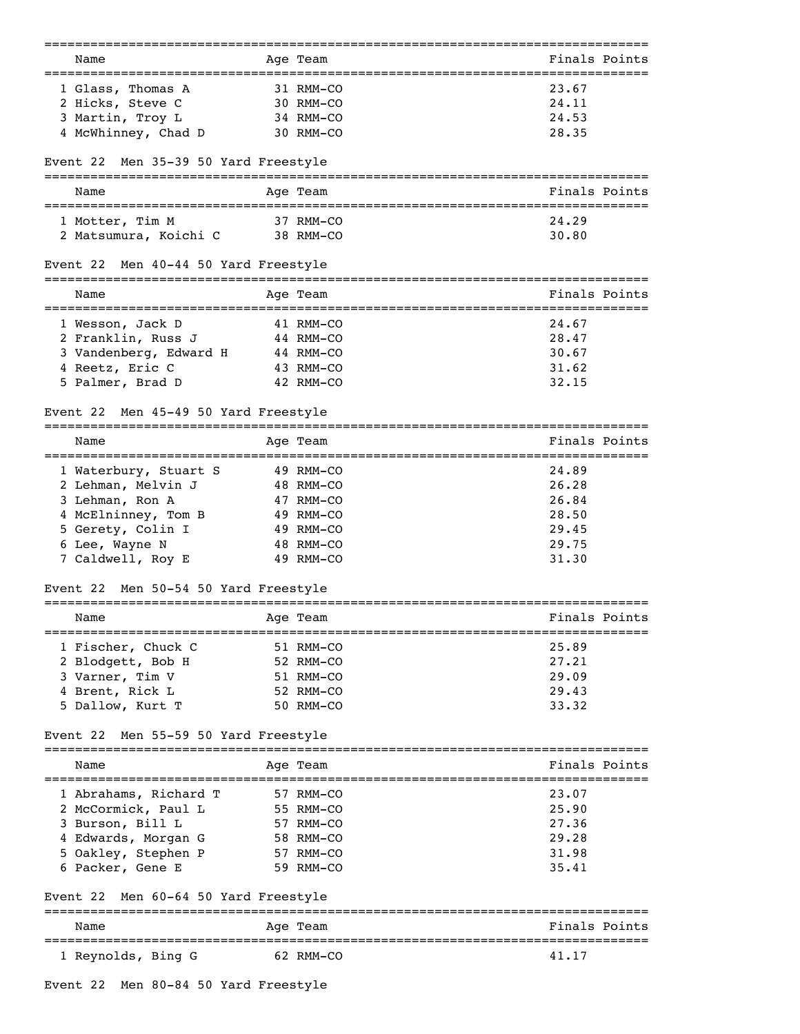| Name | Age | Team | Finals | Points |
| --- | --- | --- | --- | --- |
| 1 Glass, Thomas A | 31 | RMM-CO | 23.67 | |
| 2 Hicks, Steve C | 30 | RMM-CO | 24.11 | |
| 3 Martin, Troy L | 34 | RMM-CO | 24.53 | |
| 4 McWhinney, Chad D | 30 | RMM-CO | 28.35 | |

Event 22 Men 35-39 50 Yard Freestyle

| Name | Age | Team | Finals | Points |
| --- | --- | --- | --- | --- |
| 1 Motter, Tim M | 37 | RMM-CO | 24.29 | |
| 2 Matsumura, Koichi C | 38 | RMM-CO | 30.80 | |

Event 22 Men 40-44 50 Yard Freestyle

| Name | Age | Team | Finals | Points |
| --- | --- | --- | --- | --- |
| 1 Wesson, Jack D | 41 | RMM-CO | 24.67 | |
| 2 Franklin, Russ J | 44 | RMM-CO | 28.47 | |
| 3 Vandenberg, Edward H | 44 | RMM-CO | 30.67 | |
| 4 Reetz, Eric C | 43 | RMM-CO | 31.62 | |
| 5 Palmer, Brad D | 42 | RMM-CO | 32.15 | |

Event 22 Men 45-49 50 Yard Freestyle

| Name | Age | Team | Finals | Points |
| --- | --- | --- | --- | --- |
| 1 Waterbury, Stuart S | 49 | RMM-CO | 24.89 | |
| 2 Lehman, Melvin J | 48 | RMM-CO | 26.28 | |
| 3 Lehman, Ron A | 47 | RMM-CO | 26.84 | |
| 4 McElninney, Tom B | 49 | RMM-CO | 28.50 | |
| 5 Gerety, Colin I | 49 | RMM-CO | 29.45 | |
| 6 Lee, Wayne N | 48 | RMM-CO | 29.75 | |
| 7 Caldwell, Roy E | 49 | RMM-CO | 31.30 | |

Event 22 Men 50-54 50 Yard Freestyle

| Name | Age | Team | Finals | Points |
| --- | --- | --- | --- | --- |
| 1 Fischer, Chuck C | 51 | RMM-CO | 25.89 | |
| 2 Blodgett, Bob H | 52 | RMM-CO | 27.21 | |
| 3 Varner, Tim V | 51 | RMM-CO | 29.09 | |
| 4 Brent, Rick L | 52 | RMM-CO | 29.43 | |
| 5 Dallow, Kurt T | 50 | RMM-CO | 33.32 | |

Event 22 Men 55-59 50 Yard Freestyle

| Name | Age | Team | Finals | Points |
| --- | --- | --- | --- | --- |
| 1 Abrahams, Richard T | 57 | RMM-CO | 23.07 | |
| 2 McCormick, Paul L | 55 | RMM-CO | 25.90 | |
| 3 Burson, Bill L | 57 | RMM-CO | 27.36 | |
| 4 Edwards, Morgan G | 58 | RMM-CO | 29.28 | |
| 5 Oakley, Stephen P | 57 | RMM-CO | 31.98 | |
| 6 Packer, Gene E | 59 | RMM-CO | 35.41 | |

Event 22 Men 60-64 50 Yard Freestyle

| Name | Age | Team | Finals | Points |
| --- | --- | --- | --- | --- |
| 1 Reynolds, Bing G | 62 | RMM-CO | 41.17 | |

Event 22 Men 80-84 50 Yard Freestyle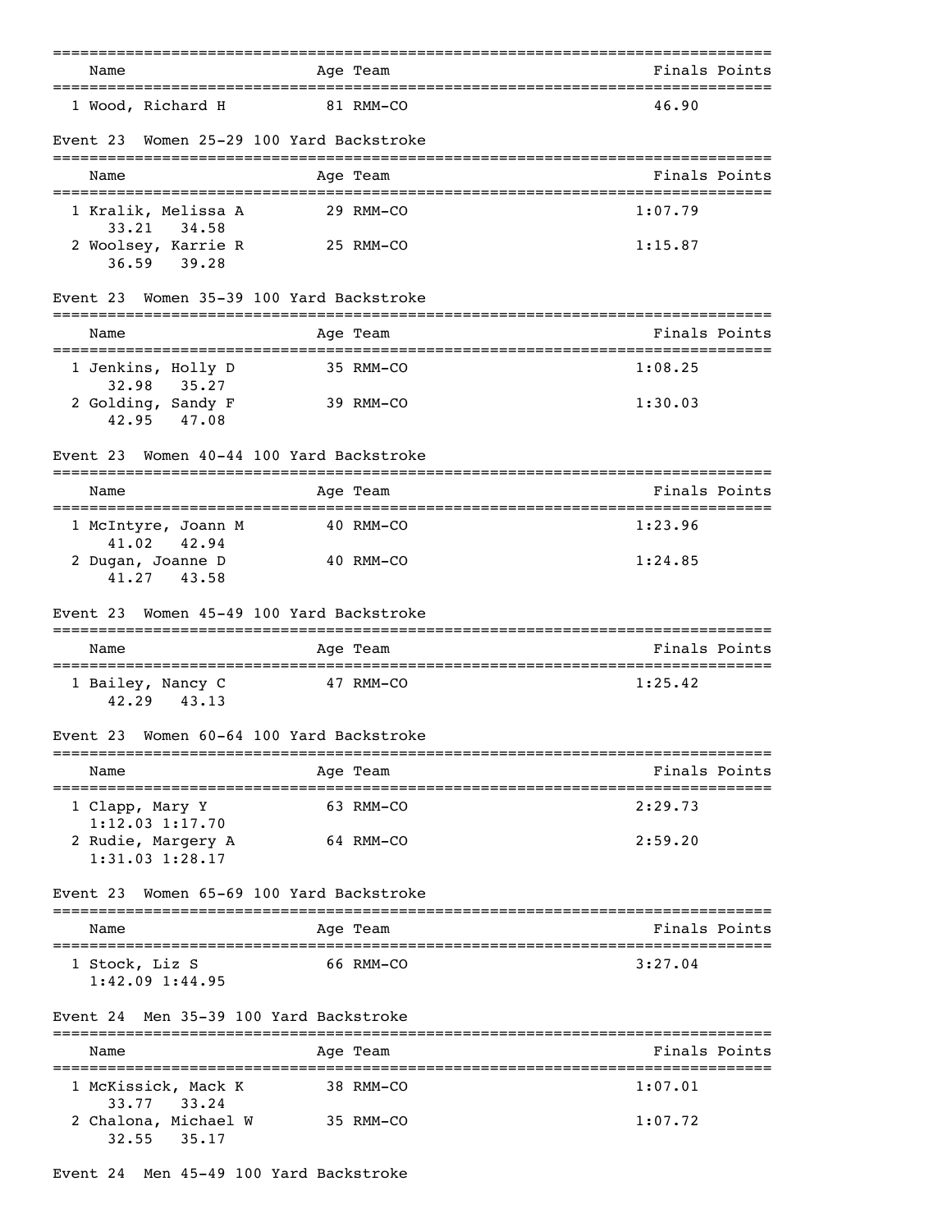| Name | Age | Team | Finals | Points |
|---|---|---|---|---|
| 1 Wood, Richard H | 81 | RMM-CO | 46.90 | |

### Event 23 Women 25-29 100 Yard Backstroke

| Name | Age | Team | Finals | Points |
|---|---|---|---|---|
| 1 Kralik, Melissa A | 29 | RMM-CO | 1:07.79 | |
| 33.21 34.58 | | | | |
| 2 Woolsey, Karrie R | 25 | RMM-CO | 1:15.87 | |
| 36.59 39.28 | | | | |

### Event 23 Women 35-39 100 Yard Backstroke

| Name | Age | Team | Finals | Points |
|---|---|---|---|---|
| 1 Jenkins, Holly D | 35 | RMM-CO | 1:08.25 | |
| 32.98 35.27 | | | | |
| 2 Golding, Sandy F | 39 | RMM-CO | 1:30.03 | |
| 42.95 47.08 | | | | |

### Event 23 Women 40-44 100 Yard Backstroke

| Name | Age | Team | Finals | Points |
|---|---|---|---|---|
| 1 McIntyre, Joann M | 40 | RMM-CO | 1:23.96 | |
| 41.02 42.94 | | | | |
| 2 Dugan, Joanne D | 40 | RMM-CO | 1:24.85 | |
| 41.27 43.58 | | | | |

### Event 23 Women 45-49 100 Yard Backstroke

| Name | Age | Team | Finals | Points |
|---|---|---|---|---|
| 1 Bailey, Nancy C | 47 | RMM-CO | 1:25.42 | |
| 42.29 43.13 | | | | |

### Event 23 Women 60-64 100 Yard Backstroke

| Name | Age | Team | Finals | Points |
|---|---|---|---|---|
| 1 Clapp, Mary Y | 63 | RMM-CO | 2:29.73 | |
| 1:12.03 1:17.70 | | | | |
| 2 Rudie, Margery A | 64 | RMM-CO | 2:59.20 | |
| 1:31.03 1:28.17 | | | | |

### Event 23 Women 65-69 100 Yard Backstroke

| Name | Age | Team | Finals | Points |
|---|---|---|---|---|
| 1 Stock, Liz S | 66 | RMM-CO | 3:27.04 | |
| 1:42.09 1:44.95 | | | | |

### Event 24 Men 35-39 100 Yard Backstroke

| Name | Age | Team | Finals | Points |
|---|---|---|---|---|
| 1 McKissick, Mack K | 38 | RMM-CO | 1:07.01 | |
| 33.77 33.24 | | | | |
| 2 Chalona, Michael W | 35 | RMM-CO | 1:07.72 | |
| 32.55 35.17 | | | | |

### Event 24 Men 45-49 100 Yard Backstroke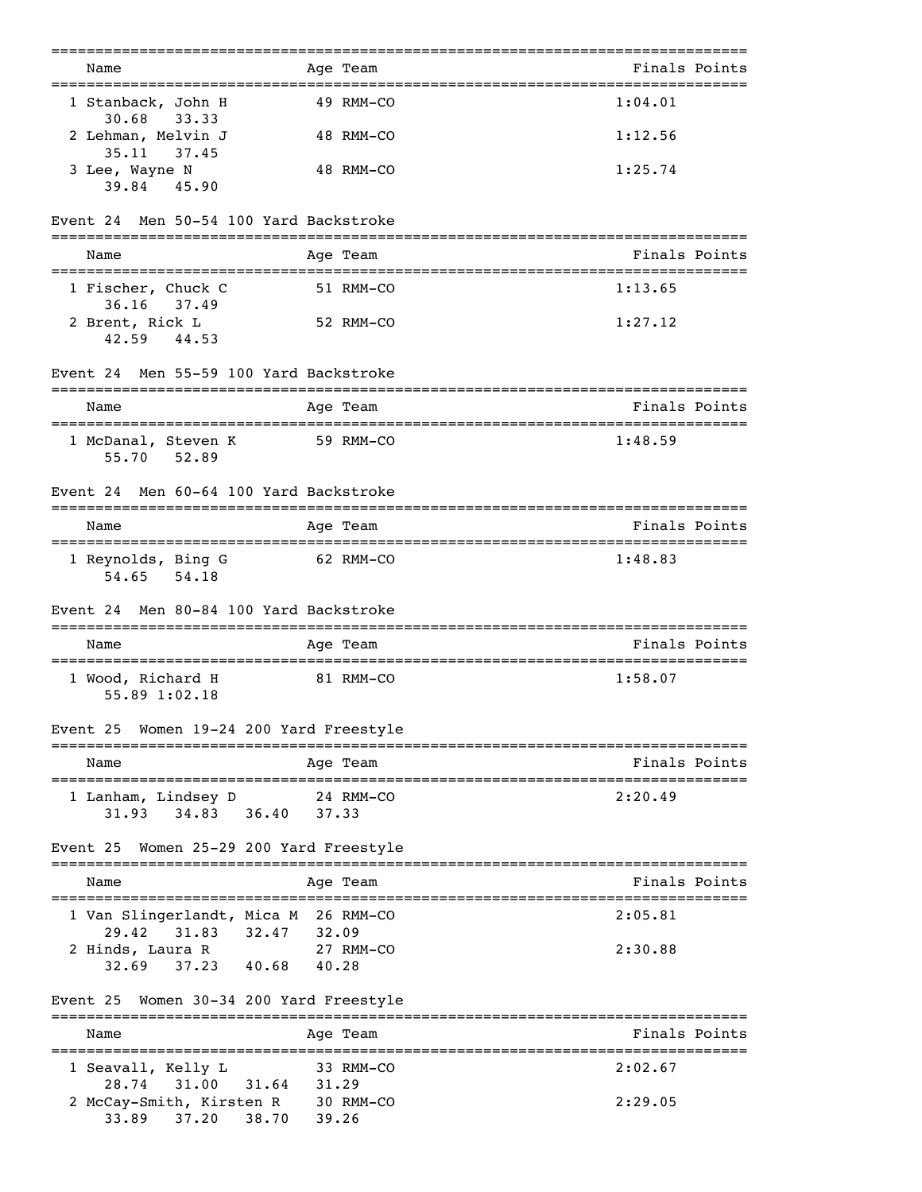| Name | Age | Team | Finals | Points |
|---|---|---|---|---|
| 1 Stanback, John H | 49 | RMM-CO | 1:04.01 | |
| 30.68 33.33 | | | | |
| 2 Lehman, Melvin J | 48 | RMM-CO | 1:12.56 | |
| 35.11 37.45 | | | | |
| 3 Lee, Wayne N | 48 | RMM-CO | 1:25.74 | |
| 39.84 45.90 | | | | |

Event 24 Men 50-54 100 Yard Backstroke

| Name | Age | Team | Finals | Points |
|---|---|---|---|---|
| 1 Fischer, Chuck C | 51 | RMM-CO | 1:13.65 | |
| 36.16 37.49 | | | | |
| 2 Brent, Rick L | 52 | RMM-CO | 1:27.12 | |
| 42.59 44.53 | | | | |

Event 24 Men 55-59 100 Yard Backstroke

| Name | Age | Team | Finals | Points |
|---|---|---|---|---|
| 1 McDanal, Steven K | 59 | RMM-CO | 1:48.59 | |
| 55.70 52.89 | | | | |

Event 24 Men 60-64 100 Yard Backstroke

| Name | Age | Team | Finals | Points |
|---|---|---|---|---|
| 1 Reynolds, Bing G | 62 | RMM-CO | 1:48.83 | |
| 54.65 54.18 | | | | |

Event 24 Men 80-84 100 Yard Backstroke

| Name | Age | Team | Finals | Points |
|---|---|---|---|---|
| 1 Wood, Richard H | 81 | RMM-CO | 1:58.07 | |
| 55.89 1:02.18 | | | | |

Event 25 Women 19-24 200 Yard Freestyle

| Name | Age | Team | Finals | Points |
|---|---|---|---|---|
| 1 Lanham, Lindsey D | 24 | RMM-CO | 2:20.49 | |
| 31.93 34.83 36.40 37.33 | | | | |

Event 25 Women 25-29 200 Yard Freestyle

| Name | Age | Team | Finals | Points |
|---|---|---|---|---|
| 1 Van Slingerlandt, Mica M | 26 | RMM-CO | 2:05.81 | |
| 29.42 31.83 32.47 32.09 | | | | |
| 2 Hinds, Laura R | 27 | RMM-CO | 2:30.88 | |
| 32.69 37.23 40.68 40.28 | | | | |

Event 25 Women 30-34 200 Yard Freestyle

| Name | Age | Team | Finals | Points |
|---|---|---|---|---|
| 1 Seavall, Kelly L | 33 | RMM-CO | 2:02.67 | |
| 28.74 31.00 31.64 31.29 | | | | |
| 2 McCay-Smith, Kirsten R | 30 | RMM-CO | 2:29.05 | |
| 33.89 37.20 38.70 39.26 | | | | |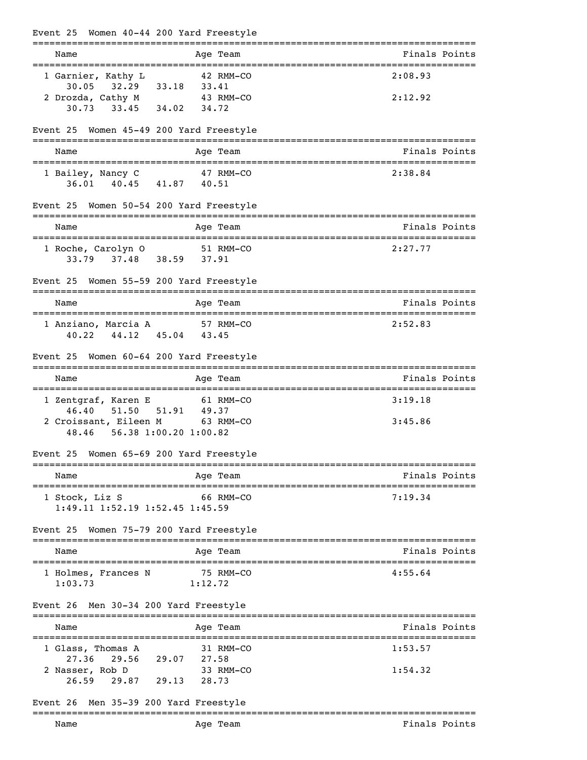### Event 25 Women 40-44 200 Yard Freestyle

| Name | Age | Team | Finals | Points |
|---|---|---|---|---|
| 1 Garnier, Kathy L | 42 | RMM-CO | 2:08.93 | |
| 30.05 32.29 33.18 33.41 | | | | |
| 2 Drozda, Cathy M | 43 | RMM-CO | 2:12.92 | |
| 30.73 33.45 34.02 34.72 | | | | |

### Event 25 Women 45-49 200 Yard Freestyle

| Name | Age | Team | Finals | Points |
|---|---|---|---|---|
| 1 Bailey, Nancy C | 47 | RMM-CO | 2:38.84 | |
| 36.01 40.45 41.87 40.51 | | | | |

### Event 25 Women 50-54 200 Yard Freestyle

| Name | Age | Team | Finals | Points |
|---|---|---|---|---|
| 1 Roche, Carolyn O | 51 | RMM-CO | 2:27.77 | |
| 33.79 37.48 38.59 37.91 | | | | |

### Event 25 Women 55-59 200 Yard Freestyle

| Name | Age | Team | Finals | Points |
|---|---|---|---|---|
| 1 Anziano, Marcia A | 57 | RMM-CO | 2:52.83 | |
| 40.22 44.12 45.04 43.45 | | | | |

### Event 25 Women 60-64 200 Yard Freestyle

| Name | Age | Team | Finals | Points |
|---|---|---|---|---|
| 1 Zentgraf, Karen E | 61 | RMM-CO | 3:19.18 | |
| 46.40 51.50 51.91 49.37 | | | | |
| 2 Croissant, Eileen M | 63 | RMM-CO | 3:45.86 | |
| 48.46 56.38 1:00.20 1:00.82 | | | | |

### Event 25 Women 65-69 200 Yard Freestyle

| Name | Age | Team | Finals | Points |
|---|---|---|---|---|
| 1 Stock, Liz S | 66 | RMM-CO | 7:19.34 | |
| 1:49.11 1:52.19 1:52.45 1:45.59 | | | | |

### Event 25 Women 75-79 200 Yard Freestyle

| Name | Age | Team | Finals | Points |
|---|---|---|---|---|
| 1 Holmes, Frances N | 75 | RMM-CO | 4:55.64 | |
| 1:03.73 1:12.72 | | | | |

### Event 26 Men 30-34 200 Yard Freestyle

| Name | Age | Team | Finals | Points |
|---|---|---|---|---|
| 1 Glass, Thomas A | 31 | RMM-CO | 1:53.57 | |
| 27.36 29.56 29.07 27.58 | | | | |
| 2 Nasser, Rob D | 33 | RMM-CO | 1:54.32 | |
| 26.59 29.87 29.13 28.73 | | | | |

### Event 26 Men 35-39 200 Yard Freestyle

| Name | Age | Team | Finals | Points |
|---|---|---|---|---|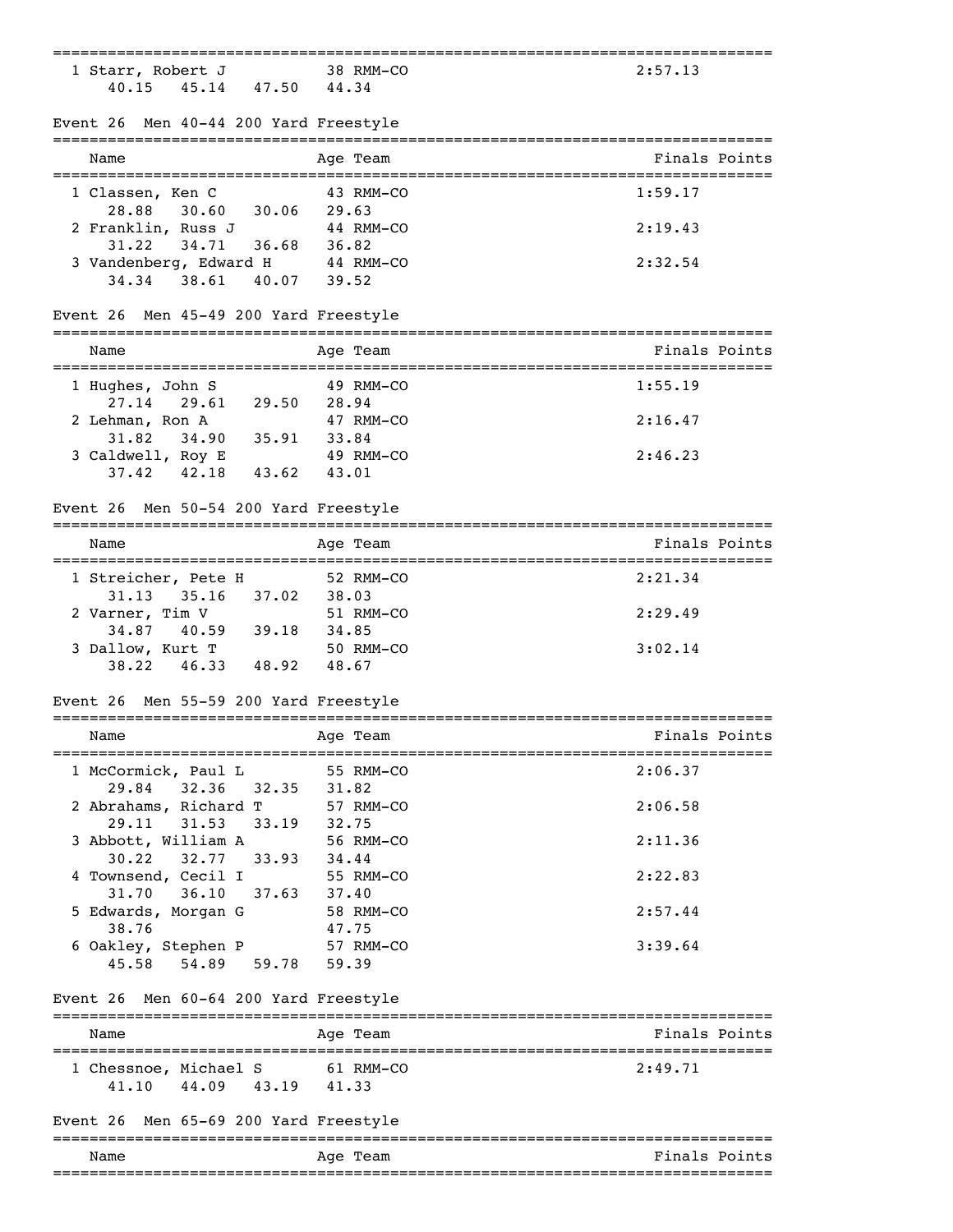```
===============================================================================
  1 Starr, Robert J           38 RMM-CO                                2:57.13
     40.15    45.14    47.50    44.34
```

### Event 26  Men 40-44 200 Yard Freestyle

```
===============================================================================
    Name                    Age Team                                Finals Points
===============================================================================
  1 Classen, Ken C            43 RMM-CO                                1:59.17
     28.88    30.60    30.06    29.63
  2 Franklin, Russ J          44 RMM-CO                                2:19.43
     31.22    34.71    36.68    36.82
  3 Vandenberg, Edward H      44 RMM-CO                                2:32.54
     34.34    38.61    40.07    39.52
```

### Event 26  Men 45-49 200 Yard Freestyle

```
===============================================================================
    Name                    Age Team                                Finals Points
===============================================================================
  1 Hughes, John S            49 RMM-CO                                1:55.19
     27.14    29.61    29.50    28.94
  2 Lehman, Ron A             47 RMM-CO                                2:16.47
     31.82    34.90    35.91    33.84
  3 Caldwell, Roy E           49 RMM-CO                                2:46.23
     37.42    42.18    43.62    43.01
```

### Event 26  Men 50-54 200 Yard Freestyle

```
===============================================================================
    Name                    Age Team                                Finals Points
===============================================================================
  1 Streicher, Pete H         52 RMM-CO                                2:21.34
     31.13    35.16    37.02    38.03
  2 Varner, Tim V             51 RMM-CO                                2:29.49
     34.87    40.59    39.18    34.85
  3 Dallow, Kurt T            50 RMM-CO                                3:02.14
     38.22    46.33    48.92    48.67
```

### Event 26  Men 55-59 200 Yard Freestyle

```
===============================================================================
    Name                    Age Team                                Finals Points
===============================================================================
  1 McCormick, Paul L         55 RMM-CO                                2:06.37
     29.84    32.36    32.35    31.82
  2 Abrahams, Richard T       57 RMM-CO                                2:06.58
     29.11    31.53    33.19    32.75
  3 Abbott, William A         56 RMM-CO                                2:11.36
     30.22    32.77    33.93    34.44
  4 Townsend, Cecil I         55 RMM-CO                                2:22.83
     31.70    36.10    37.63    37.40
  5 Edwards, Morgan G         58 RMM-CO                                2:57.44
     38.76                      47.75
  6 Oakley, Stephen P         57 RMM-CO                                3:39.64
     45.58    54.89    59.78    59.39
```

### Event 26  Men 60-64 200 Yard Freestyle

```
===============================================================================
    Name                    Age Team                                Finals Points
===============================================================================
  1 Chessnoe, Michael S       61 RMM-CO                                2:49.71
     41.10    44.09    43.19    41.33
```

### Event 26  Men 65-69 200 Yard Freestyle

```
===============================================================================
    Name                    Age Team                                Finals Points
===============================================================================
```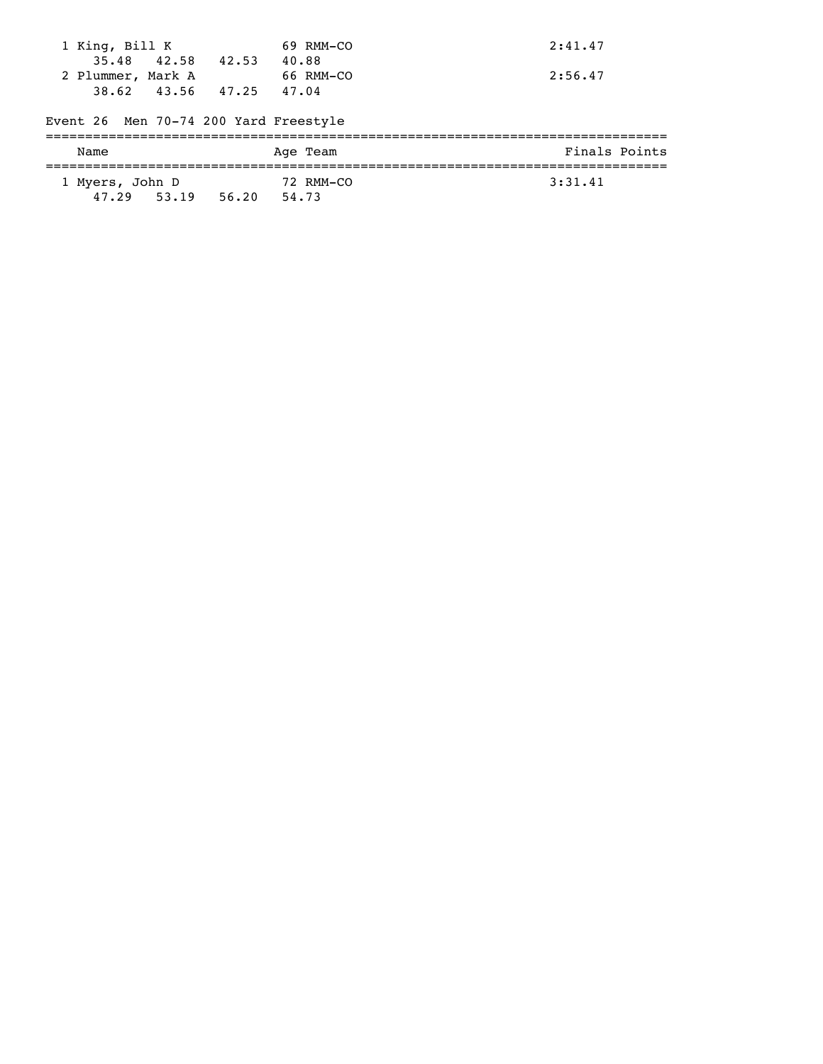| Name | Age | Team | Finals | Points |
|---|---|---|---|---|
| 1 King, Bill K | 69 | RMM-CO | 2:41.47 | |
| 35.48 42.58 42.53 40.88 | | | | |
| 2 Plummer, Mark A | 66 | RMM-CO | 2:56.47 | |
| 38.62 43.56 47.25 47.04 | | | | |

Event 26 Men 70-74 200 Yard Freestyle

| Name | Age | Team | Finals | Points |
|---|---|---|---|---|
| 1 Myers, John D | 72 | RMM-CO | 3:31.41 | |
| 47.29 53.19 56.20 54.73 | | | | |